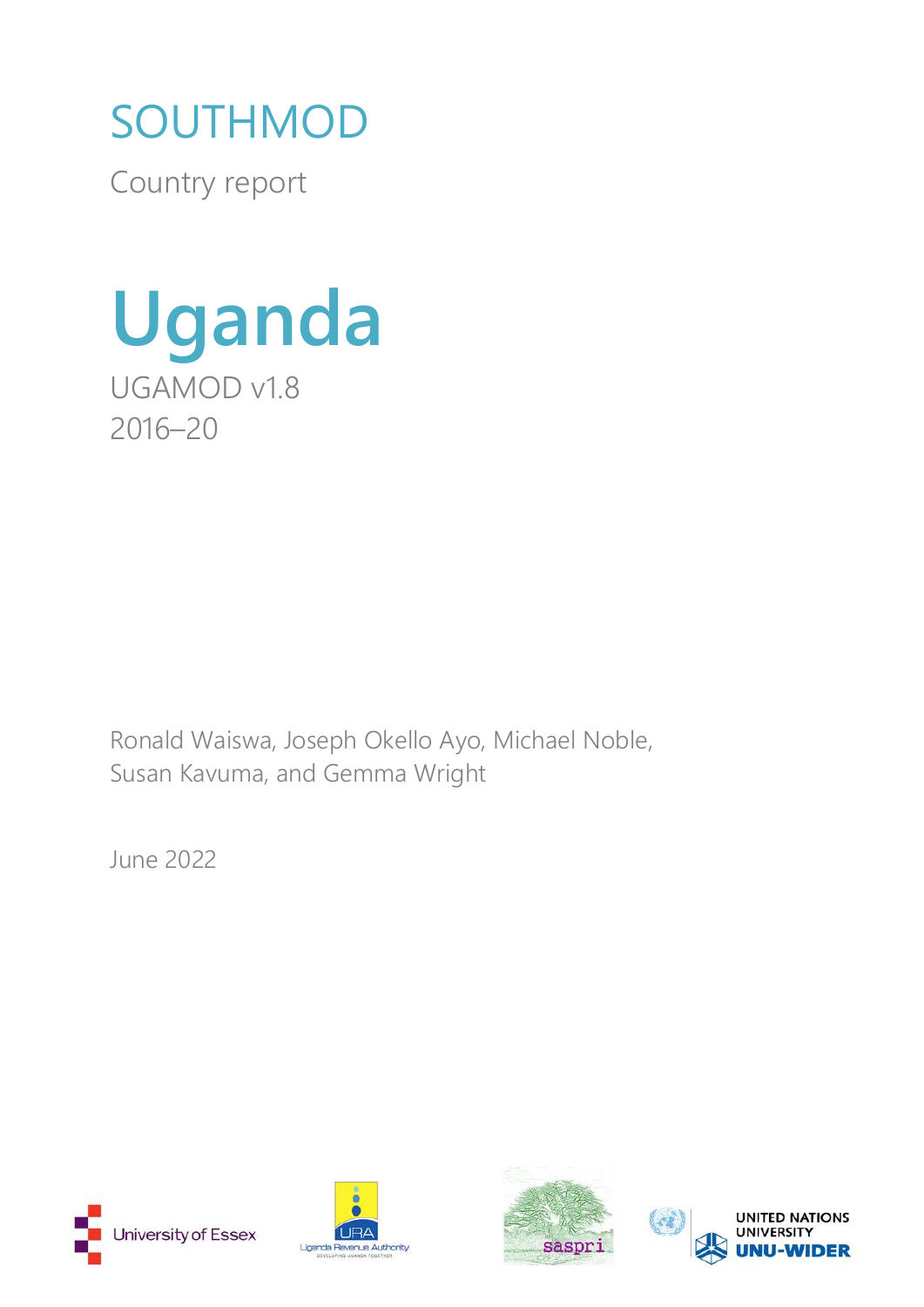SOUTHMOD

Country report

# Uganda

UGAMOD v1.8

2016–20

Ronald Waiswa, Joseph Okello Ayo, Michael Noble, Susan Kavuma, and Gemma Wright

June 2022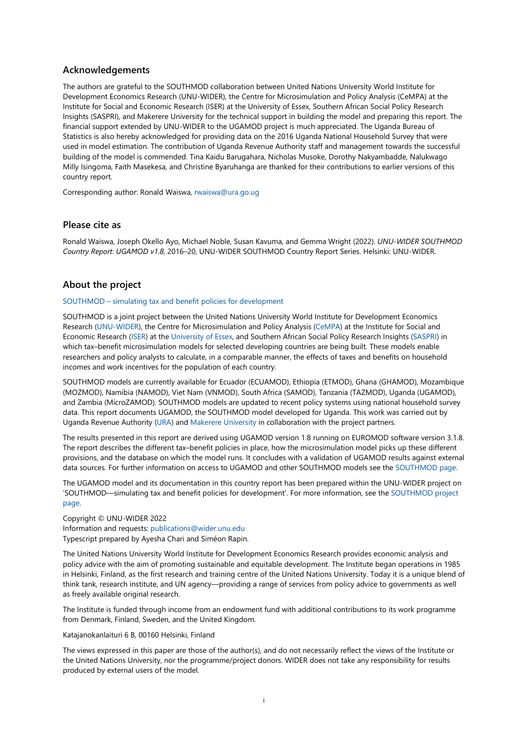## Acknowledgements

The authors are grateful to the SOUTHMOD collaboration between United Nations University World Institute for Development Economics Research (UNU-WIDER), the Centre for Microsimulation and Policy Analysis (CeMPA) at the Institute for Social and Economic Research (ISER) at the University of Essex, Southern African Social Policy Research Insights (SASPRI), and Makerere University for the technical support in building the model and preparing this report. The financial support extended by UNU-WIDER to the UGAMOD project is much appreciated. The Uganda Bureau of Statistics is also hereby acknowledged for providing data on the 2016 Uganda National Household Survey that were used in model estimation. The contribution of Uganda Revenue Authority staff and management towards the successful building of the model is commended. Tina Kaidu Barugahara, Nicholas Musoke, Dorothy Nakyambadde, Nalukwago Milly Isingoma, Faith Masekesa, and Christine Byaruhanga are thanked for their contributions to earlier versions of this country report.

Corresponding author: Ronald Waiswa, rwaiswa@ura.go.ug

## Please cite as

Ronald Waiswa, Joseph Okello Ayo, Michael Noble, Susan Kavuma, and Gemma Wright (2022). *UNU-WIDER SOUTHMOD Country Report: UGAMOD v1.8*, 2016–20, UNU-WIDER SOUTHMOD Country Report Series. Helsinki: UNU-WIDER.

## About the project

SOUTHMOD – simulating tax and benefit policies for development

SOUTHMOD is a joint project between the United Nations University World Institute for Development Economics Research (UNU-WIDER), the Centre for Microsimulation and Policy Analysis (CeMPA) at the Institute for Social and Economic Research (ISER) at the University of Essex, and Southern African Social Policy Research Insights (SASPRI) in which tax–benefit microsimulation models for selected developing countries are being built. These models enable researchers and policy analysts to calculate, in a comparable manner, the effects of taxes and benefits on household incomes and work incentives for the population of each country.

SOUTHMOD models are currently available for Ecuador (ECUAMOD), Ethiopia (ETMOD), Ghana (GHAMOD), Mozambique (MOZMOD), Namibia (NAMOD), Viet Nam (VNMOD), South Africa (SAMOD), Tanzania (TAZMOD), Uganda (UGAMOD), and Zambia (MicroZAMOD). SOUTHMOD models are updated to recent policy systems using national household survey data. This report documents UGAMOD, the SOUTHMOD model developed for Uganda. This work was carried out by Uganda Revenue Authority (URA) and Makerere University in collaboration with the project partners.

The results presented in this report are derived using UGAMOD version 1.8 running on EUROMOD software version 3.1.8. The report describes the different tax–benefit policies in place, how the microsimulation model picks up these different provisions, and the database on which the model runs. It concludes with a validation of UGAMOD results against external data sources. For further information on access to UGAMOD and other SOUTHMOD models see the SOUTHMOD page.

The UGAMOD model and its documentation in this country report has been prepared within the UNU-WIDER project on 'SOUTHMOD—simulating tax and benefit policies for development'. For more information, see the SOUTHMOD project page.

Copyright © UNU-WIDER 2022
Information and requests: publications@wider.unu.edu
Typescript prepared by Ayesha Chari and Siméon Rapin.

The United Nations University World Institute for Development Economics Research provides economic analysis and policy advice with the aim of promoting sustainable and equitable development. The Institute began operations in 1985 in Helsinki, Finland, as the first research and training centre of the United Nations University. Today it is a unique blend of think tank, research institute, and UN agency—providing a range of services from policy advice to governments as well as freely available original research.

The Institute is funded through income from an endowment fund with additional contributions to its work programme from Denmark, Finland, Sweden, and the United Kingdom.

Katajanokanlaituri 6 B, 00160 Helsinki, Finland

The views expressed in this paper are those of the author(s), and do not necessarily reflect the views of the Institute or the United Nations University, nor the programme/project donors. WIDER does not take any responsibility for results produced by external users of the model.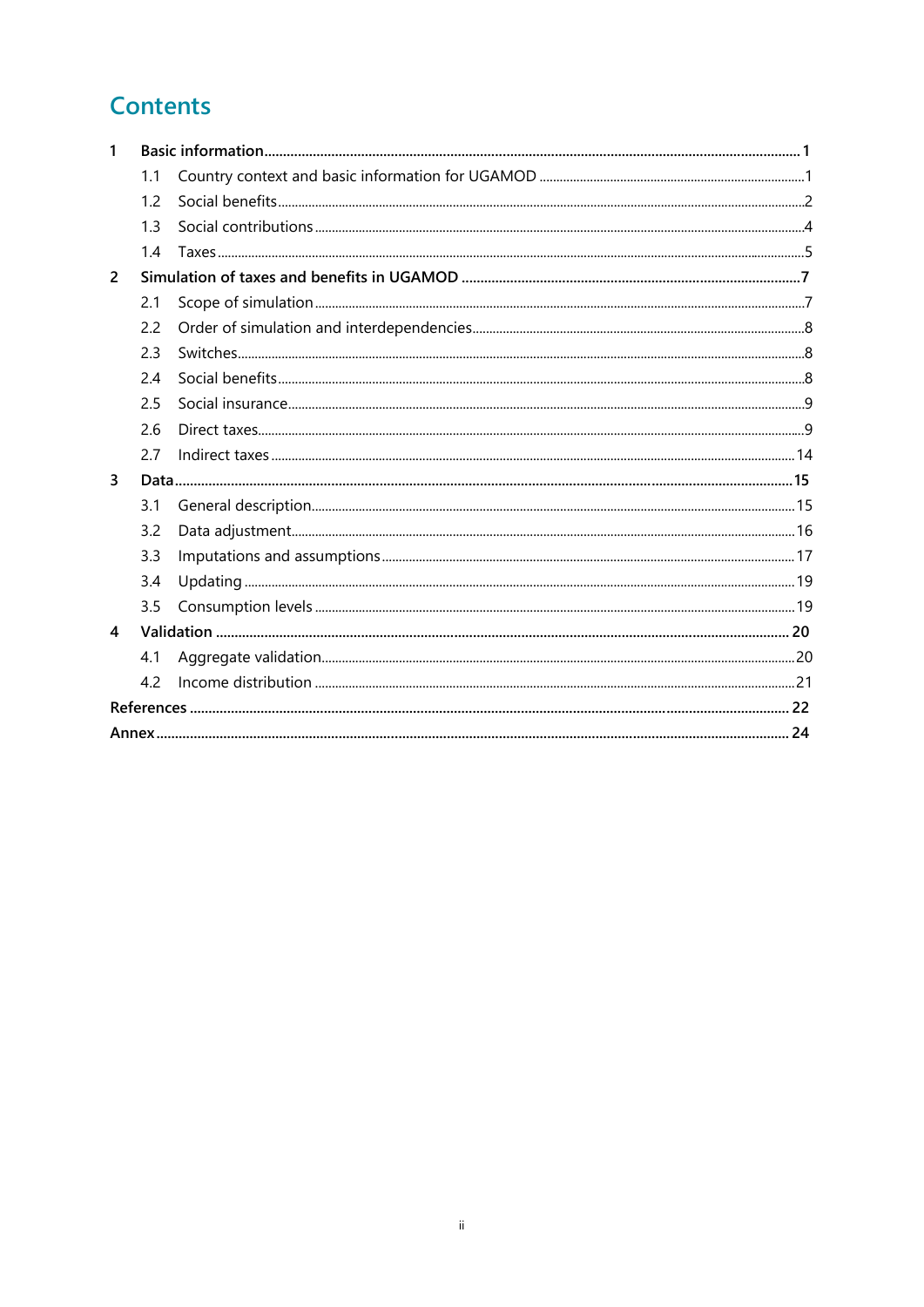# Contents

1 **Basic information** ... 1
- 1.1 Country context and basic information for UGAMOD ... 1
- 1.2 Social benefits ... 2
- 1.3 Social contributions ... 4
- 1.4 Taxes ... 5

2 **Simulation of taxes and benefits in UGAMOD** ... 7
- 2.1 Scope of simulation ... 7
- 2.2 Order of simulation and interdependencies ... 8
- 2.3 Switches ... 8
- 2.4 Social benefits ... 8
- 2.5 Social insurance ... 9
- 2.6 Direct taxes ... 9
- 2.7 Indirect taxes ... 14

3 **Data** ... 15
- 3.1 General description ... 15
- 3.2 Data adjustment ... 16
- 3.3 Imputations and assumptions ... 17
- 3.4 Updating ... 19
- 3.5 Consumption levels ... 19

4 **Validation** ... 20
- 4.1 Aggregate validation ... 20
- 4.2 Income distribution ... 21

**References** ... 22

**Annex** ... 24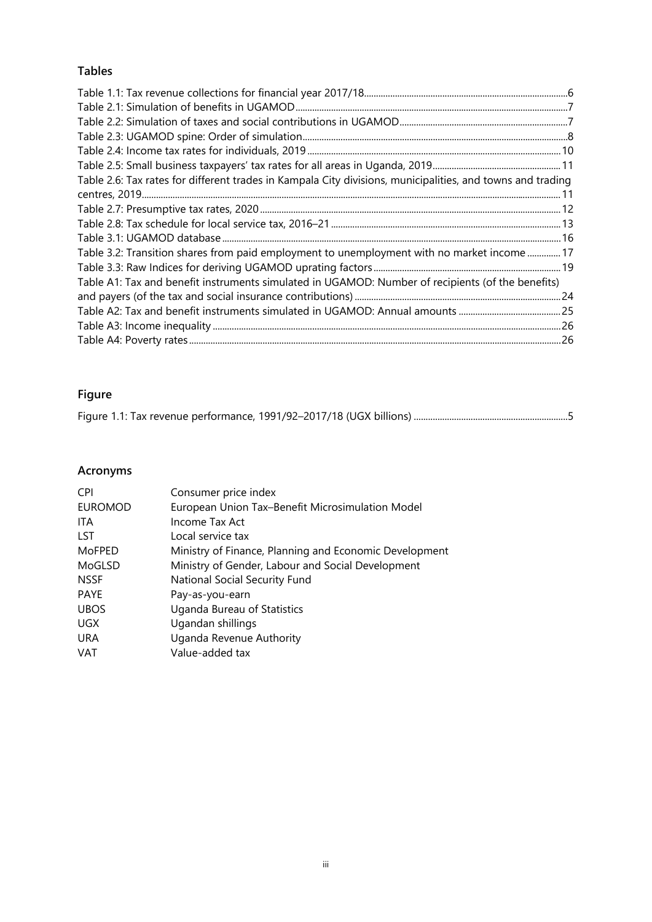## Tables

Table 1.1: Tax revenue collections for financial year 2017/18 ........ 6
Table 2.1: Simulation of benefits in UGAMOD ........ 7
Table 2.2: Simulation of taxes and social contributions in UGAMOD ........ 7
Table 2.3: UGAMOD spine: Order of simulation ........ 8
Table 2.4: Income tax rates for individuals, 2019 ........ 10
Table 2.5: Small business taxpayers' tax rates for all areas in Uganda, 2019 ........ 11
Table 2.6: Tax rates for different trades in Kampala City divisions, municipalities, and towns and trading centres, 2019 ........ 11
Table 2.7: Presumptive tax rates, 2020 ........ 12
Table 2.8: Tax schedule for local service tax, 2016–21 ........ 13
Table 3.1: UGAMOD database ........ 16
Table 3.2: Transition shares from paid employment to unemployment with no market income ........ 17
Table 3.3: Raw Indices for deriving UGAMOD uprating factors ........ 19
Table A1: Tax and benefit instruments simulated in UGAMOD: Number of recipients (of the benefits) and payers (of the tax and social insurance contributions) ........ 24
Table A2: Tax and benefit instruments simulated in UGAMOD: Annual amounts ........ 25
Table A3: Income inequality ........ 26
Table A4: Poverty rates ........ 26

## Figure

Figure 1.1: Tax revenue performance, 1991/92–2017/18 (UGX billions) ........ 5

## Acronyms

| | |
|---|---|
| CPI | Consumer price index |
| EUROMOD | European Union Tax–Benefit Microsimulation Model |
| ITA | Income Tax Act |
| LST | Local service tax |
| MoFPED | Ministry of Finance, Planning and Economic Development |
| MoGLSD | Ministry of Gender, Labour and Social Development |
| NSSF | National Social Security Fund |
| PAYE | Pay-as-you-earn |
| UBOS | Uganda Bureau of Statistics |
| UGX | Ugandan shillings |
| URA | Uganda Revenue Authority |
| VAT | Value-added tax |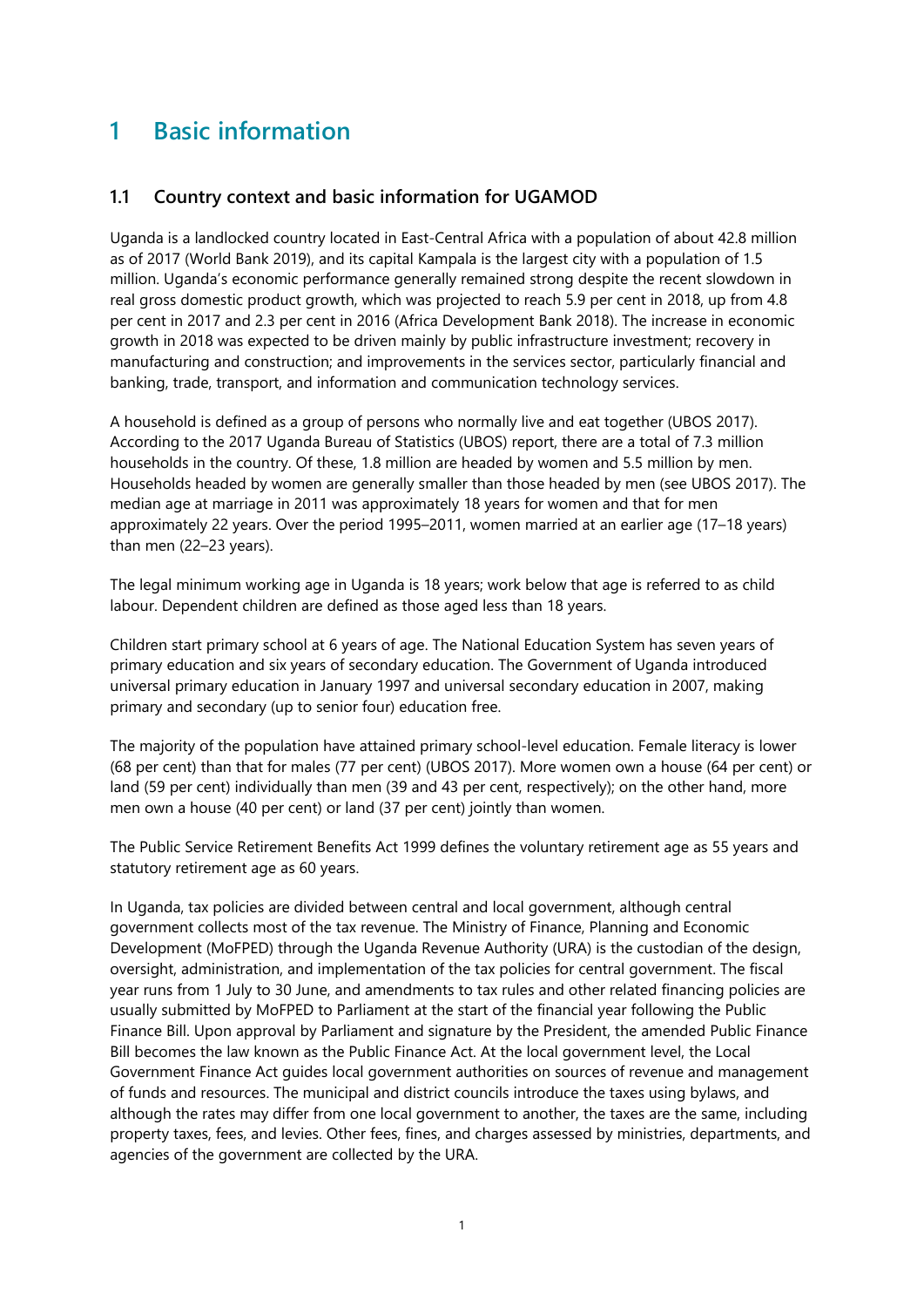# 1 Basic information

## 1.1 Country context and basic information for UGAMOD

Uganda is a landlocked country located in East-Central Africa with a population of about 42.8 million as of 2017 (World Bank 2019), and its capital Kampala is the largest city with a population of 1.5 million. Uganda's economic performance generally remained strong despite the recent slowdown in real gross domestic product growth, which was projected to reach 5.9 per cent in 2018, up from 4.8 per cent in 2017 and 2.3 per cent in 2016 (Africa Development Bank 2018). The increase in economic growth in 2018 was expected to be driven mainly by public infrastructure investment; recovery in manufacturing and construction; and improvements in the services sector, particularly financial and banking, trade, transport, and information and communication technology services.

A household is defined as a group of persons who normally live and eat together (UBOS 2017). According to the 2017 Uganda Bureau of Statistics (UBOS) report, there are a total of 7.3 million households in the country. Of these, 1.8 million are headed by women and 5.5 million by men. Households headed by women are generally smaller than those headed by men (see UBOS 2017). The median age at marriage in 2011 was approximately 18 years for women and that for men approximately 22 years. Over the period 1995–2011, women married at an earlier age (17–18 years) than men (22–23 years).

The legal minimum working age in Uganda is 18 years; work below that age is referred to as child labour. Dependent children are defined as those aged less than 18 years.

Children start primary school at 6 years of age. The National Education System has seven years of primary education and six years of secondary education. The Government of Uganda introduced universal primary education in January 1997 and universal secondary education in 2007, making primary and secondary (up to senior four) education free.

The majority of the population have attained primary school-level education. Female literacy is lower (68 per cent) than that for males (77 per cent) (UBOS 2017). More women own a house (64 per cent) or land (59 per cent) individually than men (39 and 43 per cent, respectively); on the other hand, more men own a house (40 per cent) or land (37 per cent) jointly than women.

The Public Service Retirement Benefits Act 1999 defines the voluntary retirement age as 55 years and statutory retirement age as 60 years.

In Uganda, tax policies are divided between central and local government, although central government collects most of the tax revenue. The Ministry of Finance, Planning and Economic Development (MoFPED) through the Uganda Revenue Authority (URA) is the custodian of the design, oversight, administration, and implementation of the tax policies for central government. The fiscal year runs from 1 July to 30 June, and amendments to tax rules and other related financing policies are usually submitted by MoFPED to Parliament at the start of the financial year following the Public Finance Bill. Upon approval by Parliament and signature by the President, the amended Public Finance Bill becomes the law known as the Public Finance Act. At the local government level, the Local Government Finance Act guides local government authorities on sources of revenue and management of funds and resources. The municipal and district councils introduce the taxes using bylaws, and although the rates may differ from one local government to another, the taxes are the same, including property taxes, fees, and levies. Other fees, fines, and charges assessed by ministries, departments, and agencies of the government are collected by the URA.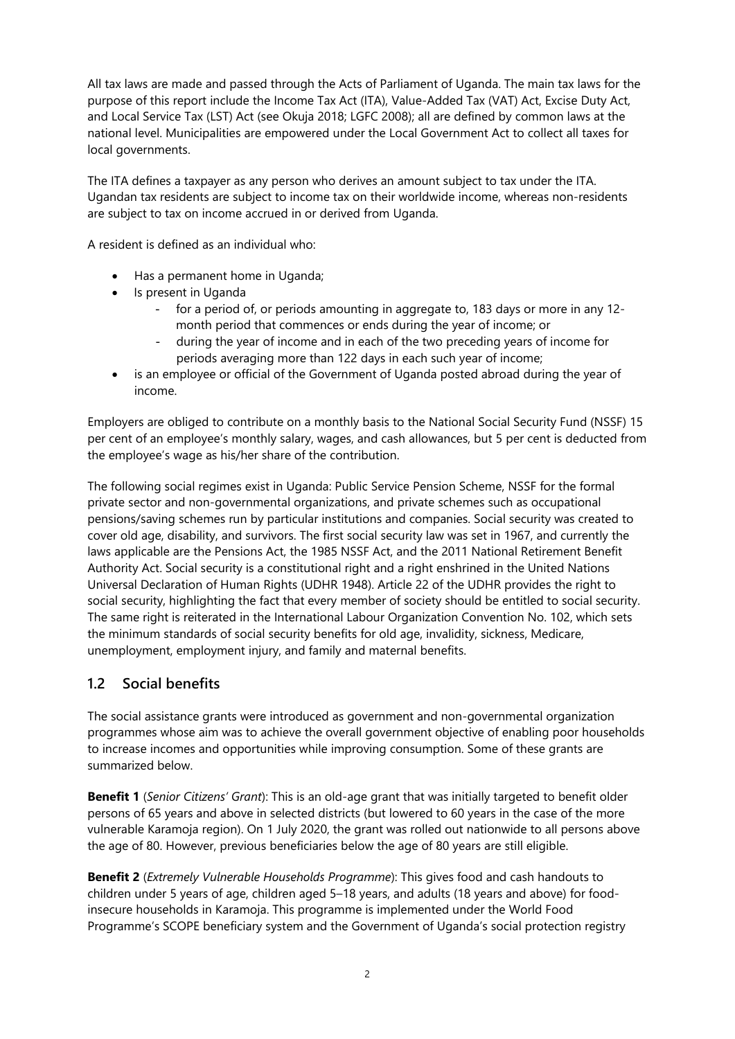All tax laws are made and passed through the Acts of Parliament of Uganda. The main tax laws for the purpose of this report include the Income Tax Act (ITA), Value-Added Tax (VAT) Act, Excise Duty Act, and Local Service Tax (LST) Act (see Okuja 2018; LGFC 2008); all are defined by common laws at the national level. Municipalities are empowered under the Local Government Act to collect all taxes for local governments.

The ITA defines a taxpayer as any person who derives an amount subject to tax under the ITA. Ugandan tax residents are subject to income tax on their worldwide income, whereas non-residents are subject to tax on income accrued in or derived from Uganda.

A resident is defined as an individual who:

- Has a permanent home in Uganda;
- Is present in Uganda
  - for a period of, or periods amounting in aggregate to, 183 days or more in any 12-month period that commences or ends during the year of income; or
  - during the year of income and in each of the two preceding years of income for periods averaging more than 122 days in each such year of income;
- is an employee or official of the Government of Uganda posted abroad during the year of income.

Employers are obliged to contribute on a monthly basis to the National Social Security Fund (NSSF) 15 per cent of an employee's monthly salary, wages, and cash allowances, but 5 per cent is deducted from the employee's wage as his/her share of the contribution.

The following social regimes exist in Uganda: Public Service Pension Scheme, NSSF for the formal private sector and non-governmental organizations, and private schemes such as occupational pensions/saving schemes run by particular institutions and companies. Social security was created to cover old age, disability, and survivors. The first social security law was set in 1967, and currently the laws applicable are the Pensions Act, the 1985 NSSF Act, and the 2011 National Retirement Benefit Authority Act. Social security is a constitutional right and a right enshrined in the United Nations Universal Declaration of Human Rights (UDHR 1948). Article 22 of the UDHR provides the right to social security, highlighting the fact that every member of society should be entitled to social security. The same right is reiterated in the International Labour Organization Convention No. 102, which sets the minimum standards of social security benefits for old age, invalidity, sickness, Medicare, unemployment, employment injury, and family and maternal benefits.

## 1.2 Social benefits

The social assistance grants were introduced as government and non-governmental organization programmes whose aim was to achieve the overall government objective of enabling poor households to increase incomes and opportunities while improving consumption. Some of these grants are summarized below.

**Benefit 1** (*Senior Citizens' Grant*): This is an old-age grant that was initially targeted to benefit older persons of 65 years and above in selected districts (but lowered to 60 years in the case of the more vulnerable Karamoja region). On 1 July 2020, the grant was rolled out nationwide to all persons above the age of 80. However, previous beneficiaries below the age of 80 years are still eligible.

**Benefit 2** (*Extremely Vulnerable Households Programme*): This gives food and cash handouts to children under 5 years of age, children aged 5–18 years, and adults (18 years and above) for food-insecure households in Karamoja. This programme is implemented under the World Food Programme's SCOPE beneficiary system and the Government of Uganda's social protection registry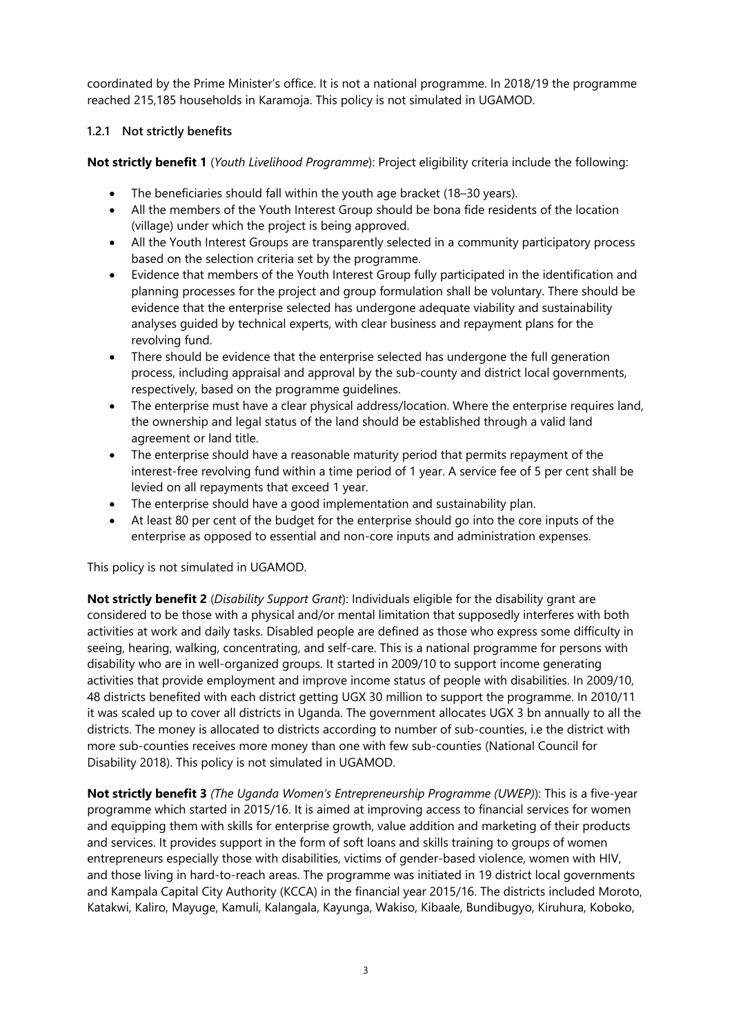coordinated by the Prime Minister's office. It is not a national programme. In 2018/19 the programme reached 215,185 households in Karamoja. This policy is not simulated in UGAMOD.

### 1.2.1 Not strictly benefits

**Not strictly benefit 1** (*Youth Livelihood Programme*): Project eligibility criteria include the following:

- The beneficiaries should fall within the youth age bracket (18–30 years).
- All the members of the Youth Interest Group should be bona fide residents of the location (village) under which the project is being approved.
- All the Youth Interest Groups are transparently selected in a community participatory process based on the selection criteria set by the programme.
- Evidence that members of the Youth Interest Group fully participated in the identification and planning processes for the project and group formulation shall be voluntary. There should be evidence that the enterprise selected has undergone adequate viability and sustainability analyses guided by technical experts, with clear business and repayment plans for the revolving fund.
- There should be evidence that the enterprise selected has undergone the full generation process, including appraisal and approval by the sub-county and district local governments, respectively, based on the programme guidelines.
- The enterprise must have a clear physical address/location. Where the enterprise requires land, the ownership and legal status of the land should be established through a valid land agreement or land title.
- The enterprise should have a reasonable maturity period that permits repayment of the interest-free revolving fund within a time period of 1 year. A service fee of 5 per cent shall be levied on all repayments that exceed 1 year.
- The enterprise should have a good implementation and sustainability plan.
- At least 80 per cent of the budget for the enterprise should go into the core inputs of the enterprise as opposed to essential and non-core inputs and administration expenses.

This policy is not simulated in UGAMOD.

**Not strictly benefit 2** (*Disability Support Grant*): Individuals eligible for the disability grant are considered to be those with a physical and/or mental limitation that supposedly interferes with both activities at work and daily tasks. Disabled people are defined as those who express some difficulty in seeing, hearing, walking, concentrating, and self-care. This is a national programme for persons with disability who are in well-organized groups. It started in 2009/10 to support income generating activities that provide employment and improve income status of people with disabilities. In 2009/10, 48 districts benefited with each district getting UGX 30 million to support the programme. In 2010/11 it was scaled up to cover all districts in Uganda. The government allocates UGX 3 bn annually to all the districts. The money is allocated to districts according to number of sub-counties, i.e the district with more sub-counties receives more money than one with few sub-counties (National Council for Disability 2018). This policy is not simulated in UGAMOD.

**Not strictly benefit 3** *(The Uganda Women's Entrepreneurship Programme (UWEP))*: This is a five-year programme which started in 2015/16. It is aimed at improving access to financial services for women and equipping them with skills for enterprise growth, value addition and marketing of their products and services. It provides support in the form of soft loans and skills training to groups of women entrepreneurs especially those with disabilities, victims of gender-based violence, women with HIV, and those living in hard-to-reach areas. The programme was initiated in 19 district local governments and Kampala Capital City Authority (KCCA) in the financial year 2015/16. The districts included Moroto, Katakwi, Kaliro, Mayuge, Kamuli, Kalangala, Kayunga, Wakiso, Kibaale, Bundibugyo, Kiruhura, Koboko,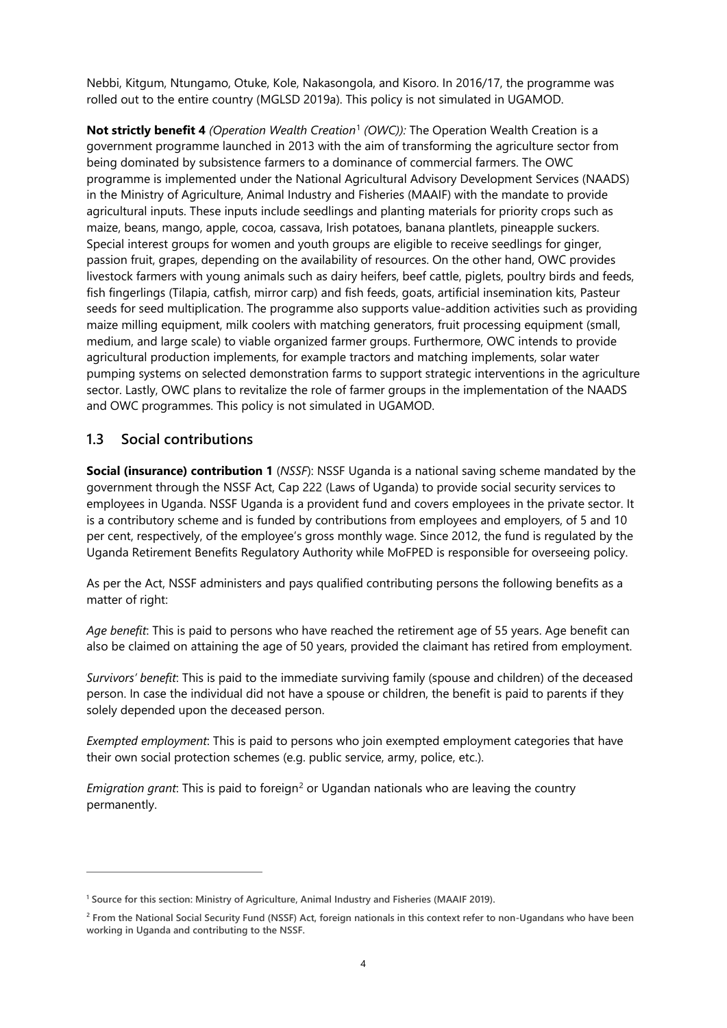Nebbi, Kitgum, Ntungamo, Otuke, Kole, Nakasongola, and Kisoro. In 2016/17, the programme was rolled out to the entire country (MGLSD 2019a). This policy is not simulated in UGAMOD.

**Not strictly benefit 4** *(Operation Wealth Creation*[1] *(OWC)):* The Operation Wealth Creation is a government programme launched in 2013 with the aim of transforming the agriculture sector from being dominated by subsistence farmers to a dominance of commercial farmers. The OWC programme is implemented under the National Agricultural Advisory Development Services (NAADS) in the Ministry of Agriculture, Animal Industry and Fisheries (MAAIF) with the mandate to provide agricultural inputs. These inputs include seedlings and planting materials for priority crops such as maize, beans, mango, apple, cocoa, cassava, Irish potatoes, banana plantlets, pineapple suckers. Special interest groups for women and youth groups are eligible to receive seedlings for ginger, passion fruit, grapes, depending on the availability of resources. On the other hand, OWC provides livestock farmers with young animals such as dairy heifers, beef cattle, piglets, poultry birds and feeds, fish fingerlings (Tilapia, catfish, mirror carp) and fish feeds, goats, artificial insemination kits, Pasteur seeds for seed multiplication. The programme also supports value-addition activities such as providing maize milling equipment, milk coolers with matching generators, fruit processing equipment (small, medium, and large scale) to viable organized farmer groups. Furthermore, OWC intends to provide agricultural production implements, for example tractors and matching implements, solar water pumping systems on selected demonstration farms to support strategic interventions in the agriculture sector. Lastly, OWC plans to revitalize the role of farmer groups in the implementation of the NAADS and OWC programmes. This policy is not simulated in UGAMOD.

## 1.3 Social contributions

**Social (insurance) contribution 1** (*NSSF*): NSSF Uganda is a national saving scheme mandated by the government through the NSSF Act, Cap 222 (Laws of Uganda) to provide social security services to employees in Uganda. NSSF Uganda is a provident fund and covers employees in the private sector. It is a contributory scheme and is funded by contributions from employees and employers, of 5 and 10 per cent, respectively, of the employee's gross monthly wage. Since 2012, the fund is regulated by the Uganda Retirement Benefits Regulatory Authority while MoFPED is responsible for overseeing policy.

As per the Act, NSSF administers and pays qualified contributing persons the following benefits as a matter of right:

*Age benefit*: This is paid to persons who have reached the retirement age of 55 years. Age benefit can also be claimed on attaining the age of 50 years, provided the claimant has retired from employment.

*Survivors' benefit*: This is paid to the immediate surviving family (spouse and children) of the deceased person. In case the individual did not have a spouse or children, the benefit is paid to parents if they solely depended upon the deceased person.

*Exempted employment*: This is paid to persons who join exempted employment categories that have their own social protection schemes (e.g. public service, army, police, etc.).

*Emigration grant*: This is paid to foreign[2] or Ugandan nationals who are leaving the country permanently.

[1] Source for this section: Ministry of Agriculture, Animal Industry and Fisheries (MAAIF 2019).

[2] From the National Social Security Fund (NSSF) Act, foreign nationals in this context refer to non-Ugandans who have been working in Uganda and contributing to the NSSF.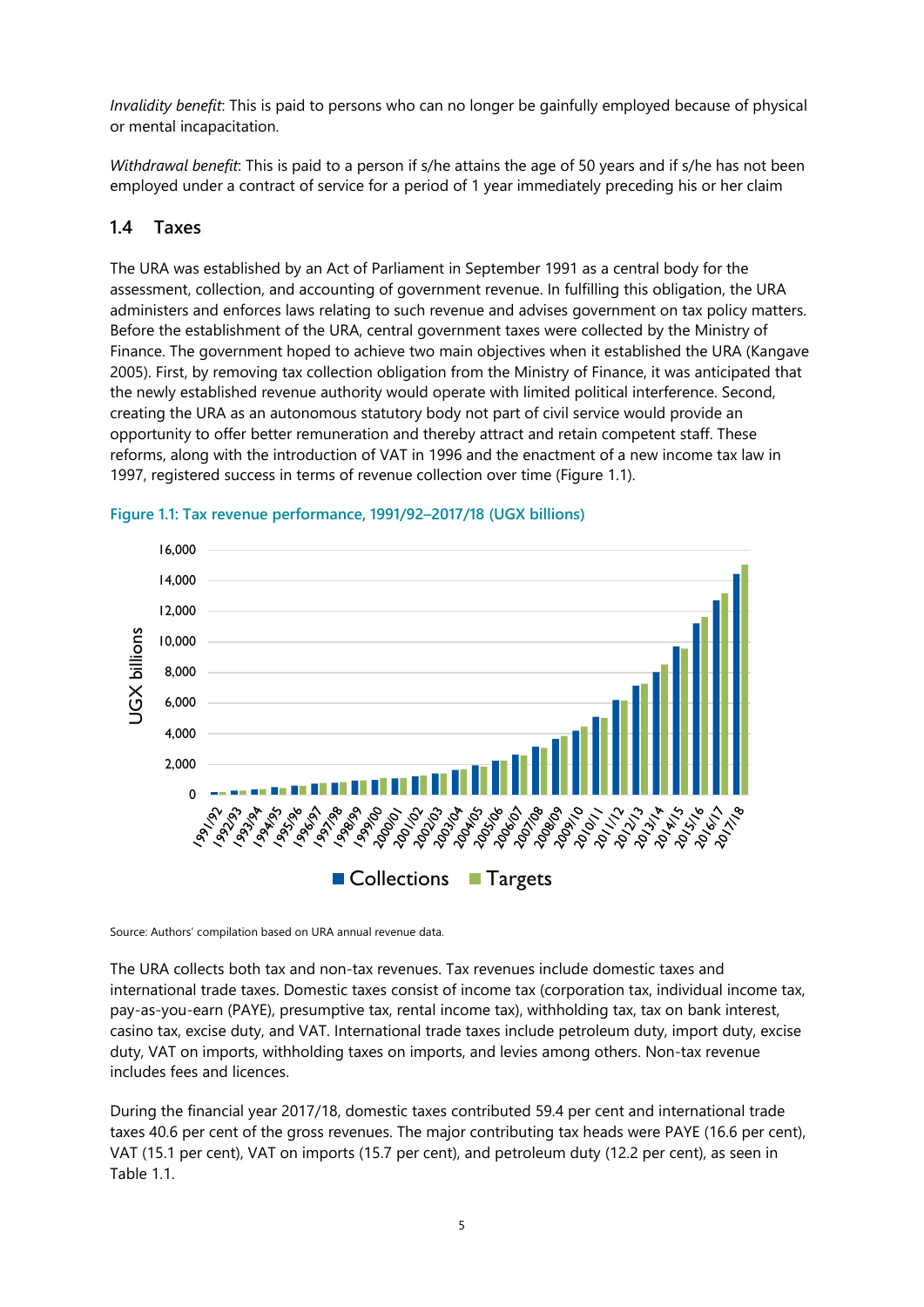*Invalidity benefit*: This is paid to persons who can no longer be gainfully employed because of physical or mental incapacitation.

*Withdrawal benefit*: This is paid to a person if s/he attains the age of 50 years and if s/he has not been employed under a contract of service for a period of 1 year immediately preceding his or her claim

## 1.4 Taxes

The URA was established by an Act of Parliament in September 1991 as a central body for the assessment, collection, and accounting of government revenue. In fulfilling this obligation, the URA administers and enforces laws relating to such revenue and advises government on tax policy matters. Before the establishment of the URA, central government taxes were collected by the Ministry of Finance. The government hoped to achieve two main objectives when it established the URA (Kangave 2005). First, by removing tax collection obligation from the Ministry of Finance, it was anticipated that the newly established revenue authority would operate with limited political interference. Second, creating the URA as an autonomous statutory body not part of civil service would provide an opportunity to offer better remuneration and thereby attract and retain competent staff. These reforms, along with the introduction of VAT in 1996 and the enactment of a new income tax law in 1997, registered success in terms of revenue collection over time (Figure 1.1).

Figure 1.1: Tax revenue performance, 1991/92–2017/18 (UGX billions)

Source: Authors' compilation based on URA annual revenue data.

The URA collects both tax and non-tax revenues. Tax revenues include domestic taxes and international trade taxes. Domestic taxes consist of income tax (corporation tax, individual income tax, pay-as-you-earn (PAYE), presumptive tax, rental income tax), withholding tax, tax on bank interest, casino tax, excise duty, and VAT. International trade taxes include petroleum duty, import duty, excise duty, VAT on imports, withholding taxes on imports, and levies among others. Non-tax revenue includes fees and licences.

During the financial year 2017/18, domestic taxes contributed 59.4 per cent and international trade taxes 40.6 per cent of the gross revenues. The major contributing tax heads were PAYE (16.6 per cent), VAT (15.1 per cent), VAT on imports (15.7 per cent), and petroleum duty (12.2 per cent), as seen in Table 1.1.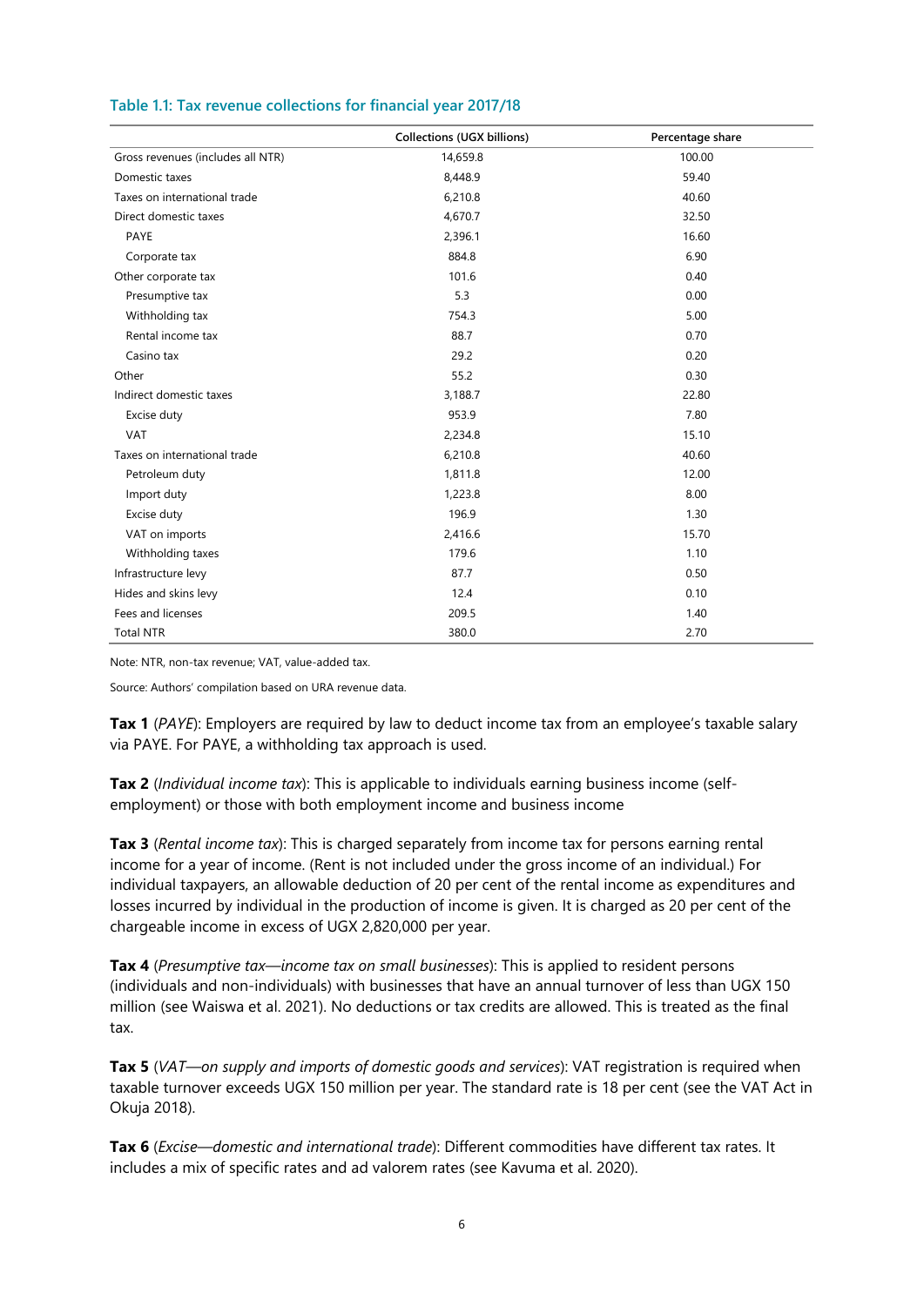Table 1.1: Tax revenue collections for financial year 2017/18

| | Collections (UGX billions) | Percentage share |
|---|---|---|
| Gross revenues (includes all NTR) | 14,659.8 | 100.00 |
| Domestic taxes | 8,448.9 | 59.40 |
| Taxes on international trade | 6,210.8 | 40.60 |
| Direct domestic taxes | 4,670.7 | 32.50 |
| PAYE | 2,396.1 | 16.60 |
| Corporate tax | 884.8 | 6.90 |
| Other corporate tax | 101.6 | 0.40 |
| Presumptive tax | 5.3 | 0.00 |
| Withholding tax | 754.3 | 5.00 |
| Rental income tax | 88.7 | 0.70 |
| Casino tax | 29.2 | 0.20 |
| Other | 55.2 | 0.30 |
| Indirect domestic taxes | 3,188.7 | 22.80 |
| Excise duty | 953.9 | 7.80 |
| VAT | 2,234.8 | 15.10 |
| Taxes on international trade | 6,210.8 | 40.60 |
| Petroleum duty | 1,811.8 | 12.00 |
| Import duty | 1,223.8 | 8.00 |
| Excise duty | 196.9 | 1.30 |
| VAT on imports | 2,416.6 | 15.70 |
| Withholding taxes | 179.6 | 1.10 |
| Infrastructure levy | 87.7 | 0.50 |
| Hides and skins levy | 12.4 | 0.10 |
| Fees and licenses | 209.5 | 1.40 |
| Total NTR | 380.0 | 2.70 |

Note: NTR, non-tax revenue; VAT, value-added tax.

Source: Authors' compilation based on URA revenue data.

**Tax 1** (*PAYE*): Employers are required by law to deduct income tax from an employee's taxable salary via PAYE. For PAYE, a withholding tax approach is used.

**Tax 2** (*Individual income tax*): This is applicable to individuals earning business income (self-employment) or those with both employment income and business income

**Tax 3** (*Rental income tax*): This is charged separately from income tax for persons earning rental income for a year of income. (Rent is not included under the gross income of an individual.) For individual taxpayers, an allowable deduction of 20 per cent of the rental income as expenditures and losses incurred by individual in the production of income is given. It is charged as 20 per cent of the chargeable income in excess of UGX 2,820,000 per year.

**Tax 4** (*Presumptive tax—income tax on small businesses*): This is applied to resident persons (individuals and non-individuals) with businesses that have an annual turnover of less than UGX 150 million (see Waiswa et al. 2021). No deductions or tax credits are allowed. This is treated as the final tax.

**Tax 5** (*VAT—on supply and imports of domestic goods and services*): VAT registration is required when taxable turnover exceeds UGX 150 million per year. The standard rate is 18 per cent (see the VAT Act in Okuja 2018).

**Tax 6** (*Excise—domestic and international trade*): Different commodities have different tax rates. It includes a mix of specific rates and ad valorem rates (see Kavuma et al. 2020).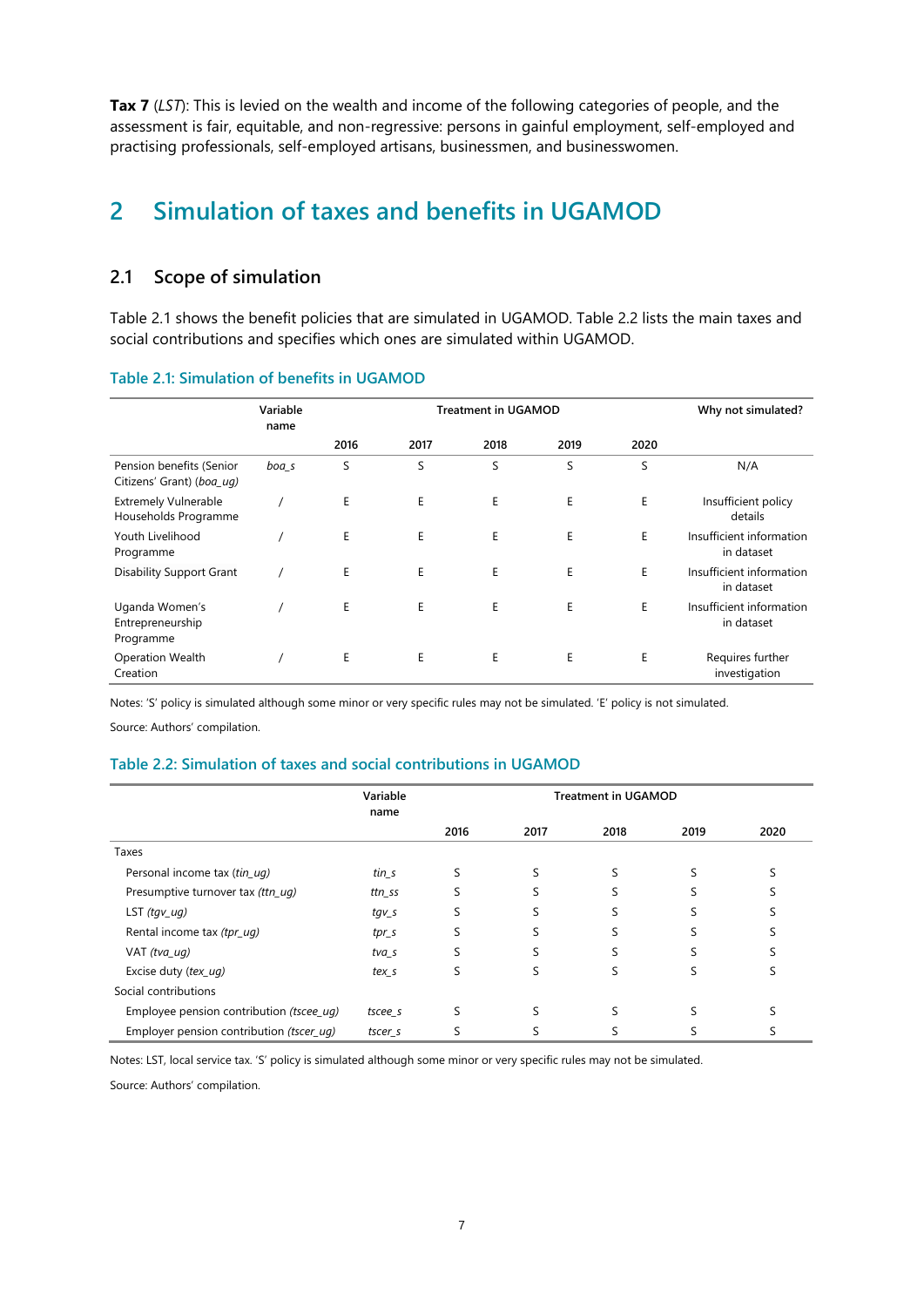**Tax 7** (*LST*): This is levied on the wealth and income of the following categories of people, and the assessment is fair, equitable, and non-regressive: persons in gainful employment, self-employed and practising professionals, self-employed artisans, businessmen, and businesswomen.

# 2 Simulation of taxes and benefits in UGAMOD

## 2.1 Scope of simulation

Table 2.1 shows the benefit policies that are simulated in UGAMOD. Table 2.2 lists the main taxes and social contributions and specifies which ones are simulated within UGAMOD.

### Table 2.1: Simulation of benefits in UGAMOD

| | Variable name | Treatment in UGAMOD | | | | | Why not simulated? |
|---|---|---|---|---|---|---|---|
| | | 2016 | 2017 | 2018 | 2019 | 2020 | |
| Pension benefits (Senior Citizens' Grant) (*boa_ug)* | *boa_s* | S | S | S | S | S | N/A |
| Extremely Vulnerable Households Programme | / | E | E | E | E | E | Insufficient policy details |
| Youth Livelihood Programme | / | E | E | E | E | E | Insufficient information in dataset |
| Disability Support Grant | / | E | E | E | E | E | Insufficient information in dataset |
| Uganda Women's Entrepreneurship Programme | / | E | E | E | E | E | Insufficient information in dataset |
| Operation Wealth Creation | / | E | E | E | E | E | Requires further investigation |

Notes: 'S' policy is simulated although some minor or very specific rules may not be simulated. 'E' policy is not simulated.

Source: Authors' compilation.

### Table 2.2: Simulation of taxes and social contributions in UGAMOD

| | Variable name | Treatment in UGAMOD | | | | |
|---|---|---|---|---|---|---|
| | | 2016 | 2017 | 2018 | 2019 | 2020 |
| Taxes | | | | | | |
| Personal income tax *(tin_ug)* | *tin_s* | S | S | S | S | S |
| Presumptive turnover tax *(ttn_ug)* | *ttn_ss* | S | S | S | S | S |
| LST *(tgv_ug)* | *tgv_s* | S | S | S | S | S |
| Rental income tax *(tpr_ug)* | *tpr_s* | S | S | S | S | S |
| VAT *(tva_ug)* | *tva_s* | S | S | S | S | S |
| Excise duty *(tex_ug)* | *tex_s* | S | S | S | S | S |
| Social contributions | | | | | | |
| Employee pension contribution *(tscee_ug)* | *tscee_s* | S | S | S | S | S |
| Employer pension contribution *(tscer_ug)* | *tscer_s* | S | S | S | S | S |

Notes: LST, local service tax. 'S' policy is simulated although some minor or very specific rules may not be simulated.

Source: Authors' compilation.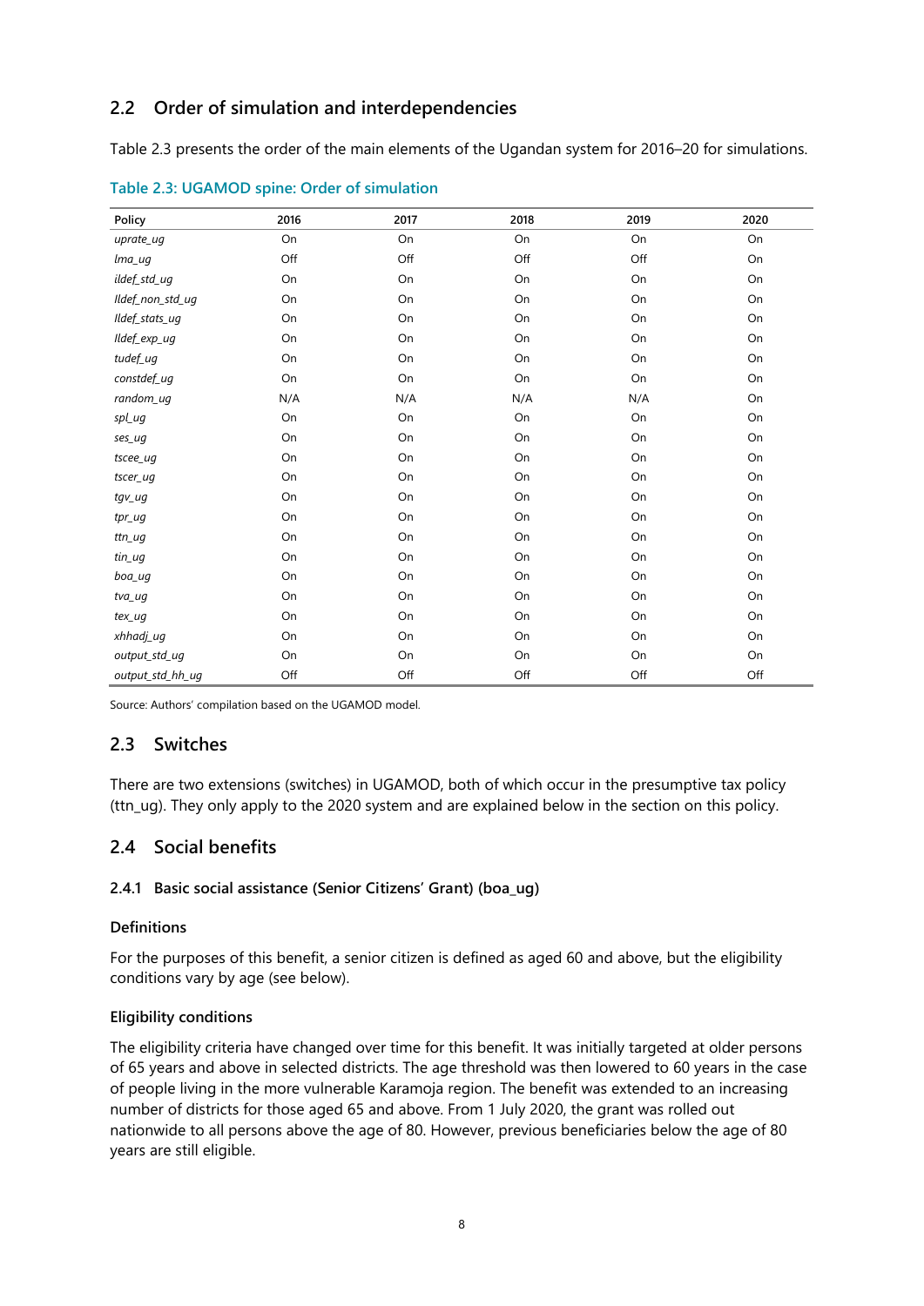## 2.2 Order of simulation and interdependencies

Table 2.3 presents the order of the main elements of the Ugandan system for 2016–20 for simulations.

**Table 2.3: UGAMOD spine: Order of simulation**

| Policy | 2016 | 2017 | 2018 | 2019 | 2020 |
|---|---|---|---|---|---|
| *uprate_ug* | On | On | On | On | On |
| *lma_ug* | Off | Off | Off | Off | On |
| *ildef_std_ug* | On | On | On | On | On |
| *lldef_non_std_ug* | On | On | On | On | On |
| *lldef_stats_ug* | On | On | On | On | On |
| *lldef_exp_ug* | On | On | On | On | On |
| *tudef_ug* | On | On | On | On | On |
| *constdef_ug* | On | On | On | On | On |
| *random_ug* | N/A | N/A | N/A | N/A | On |
| *spl_ug* | On | On | On | On | On |
| *ses_ug* | On | On | On | On | On |
| *tscee_ug* | On | On | On | On | On |
| *tscer_ug* | On | On | On | On | On |
| *tgv_ug* | On | On | On | On | On |
| *tpr_ug* | On | On | On | On | On |
| *ttn_ug* | On | On | On | On | On |
| *tin_ug* | On | On | On | On | On |
| *boa_ug* | On | On | On | On | On |
| *tva_ug* | On | On | On | On | On |
| *tex_ug* | On | On | On | On | On |
| *xhhadj_ug* | On | On | On | On | On |
| *output_std_ug* | On | On | On | On | On |
| *output_std_hh_ug* | Off | Off | Off | Off | Off |

Source: Authors' compilation based on the UGAMOD model.

## 2.3 Switches

There are two extensions (switches) in UGAMOD, both of which occur in the presumptive tax policy (ttn_ug). They only apply to the 2020 system and are explained below in the section on this policy.

## 2.4 Social benefits

### 2.4.1 Basic social assistance (Senior Citizens' Grant) (boa_ug)

**Definitions**

For the purposes of this benefit, a senior citizen is defined as aged 60 and above, but the eligibility conditions vary by age (see below).

**Eligibility conditions**

The eligibility criteria have changed over time for this benefit. It was initially targeted at older persons of 65 years and above in selected districts. The age threshold was then lowered to 60 years in the case of people living in the more vulnerable Karamoja region. The benefit was extended to an increasing number of districts for those aged 65 and above. From 1 July 2020, the grant was rolled out nationwide to all persons above the age of 80. However, previous beneficiaries below the age of 80 years are still eligible.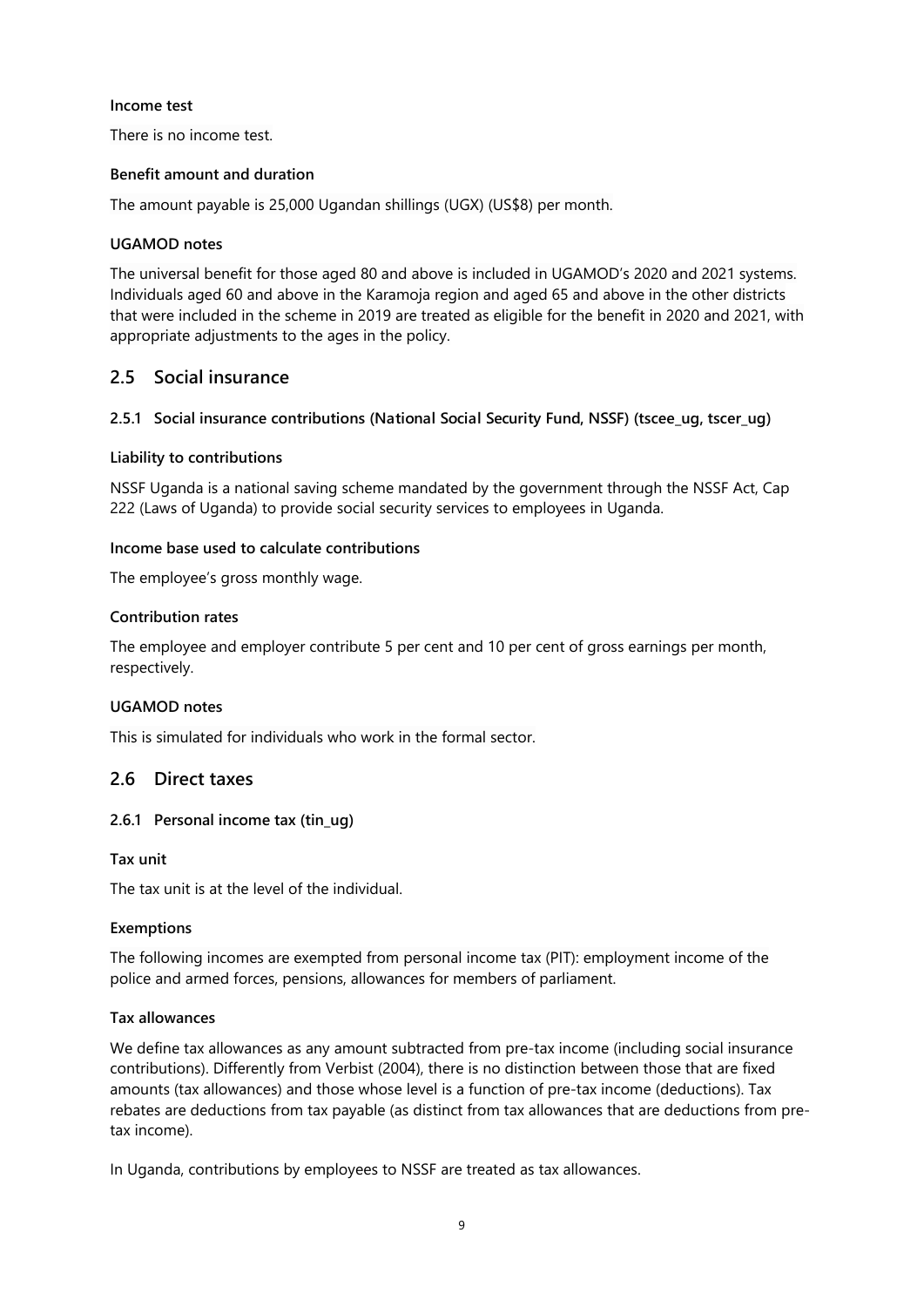#### Income test

There is no income test.

#### Benefit amount and duration

The amount payable is 25,000 Ugandan shillings (UGX) (US$8) per month.

#### UGAMOD notes

The universal benefit for those aged 80 and above is included in UGAMOD's 2020 and 2021 systems. Individuals aged 60 and above in the Karamoja region and aged 65 and above in the other districts that were included in the scheme in 2019 are treated as eligible for the benefit in 2020 and 2021, with appropriate adjustments to the ages in the policy.

## 2.5 Social insurance

### 2.5.1 Social insurance contributions (National Social Security Fund, NSSF) (tscee_ug, tscer_ug)

#### Liability to contributions

NSSF Uganda is a national saving scheme mandated by the government through the NSSF Act, Cap 222 (Laws of Uganda) to provide social security services to employees in Uganda.

#### Income base used to calculate contributions

The employee's gross monthly wage.

#### Contribution rates

The employee and employer contribute 5 per cent and 10 per cent of gross earnings per month, respectively.

#### UGAMOD notes

This is simulated for individuals who work in the formal sector.

## 2.6 Direct taxes

### 2.6.1 Personal income tax (tin_ug)

#### Tax unit

The tax unit is at the level of the individual.

#### Exemptions

The following incomes are exempted from personal income tax (PIT): employment income of the police and armed forces, pensions, allowances for members of parliament.

#### Tax allowances

We define tax allowances as any amount subtracted from pre-tax income (including social insurance contributions). Differently from Verbist (2004), there is no distinction between those that are fixed amounts (tax allowances) and those whose level is a function of pre-tax income (deductions). Tax rebates are deductions from tax payable (as distinct from tax allowances that are deductions from pre-tax income).

In Uganda, contributions by employees to NSSF are treated as tax allowances.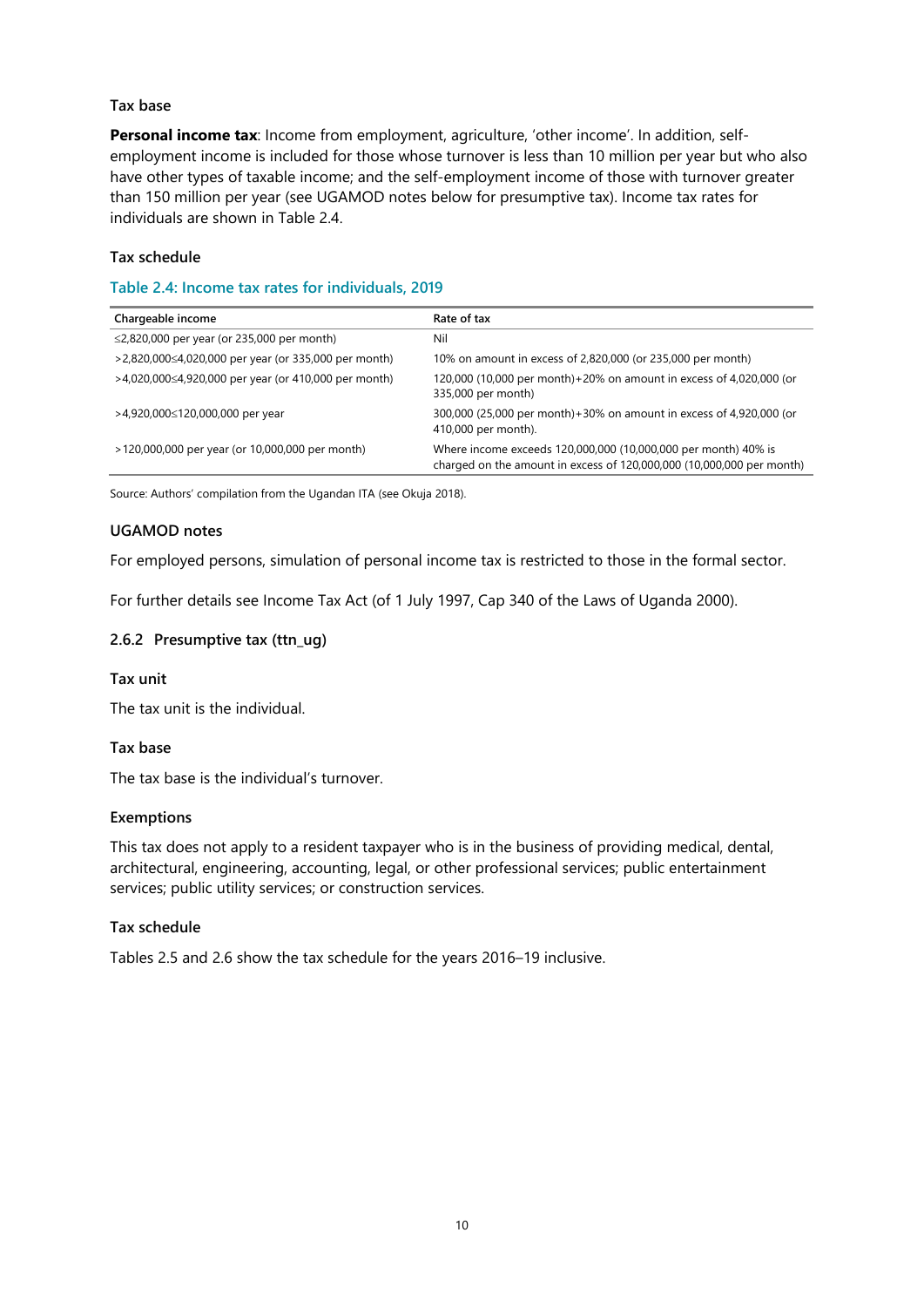**Tax base**

**Personal income tax**: Income from employment, agriculture, 'other income'. In addition, self-employment income is included for those whose turnover is less than 10 million per year but who also have other types of taxable income; and the self-employment income of those with turnover greater than 150 million per year (see UGAMOD notes below for presumptive tax). Income tax rates for individuals are shown in Table 2.4.

**Tax schedule**

**Table 2.4: Income tax rates for individuals, 2019**

| Chargeable income | Rate of tax |
|---|---|
| ≤2,820,000 per year (or 235,000 per month) | Nil |
| >2,820,000≤4,020,000 per year (or 335,000 per month) | 10% on amount in excess of 2,820,000 (or 235,000 per month) |
| >4,020,000≤4,920,000 per year (or 410,000 per month) | 120,000 (10,000 per month)+20% on amount in excess of 4,020,000 (or 335,000 per month) |
| >4,920,000≤120,000,000 per year | 300,000 (25,000 per month)+30% on amount in excess of 4,920,000 (or 410,000 per month). |
| >120,000,000 per year (or 10,000,000 per month) | Where income exceeds 120,000,000 (10,000,000 per month) 40% is charged on the amount in excess of 120,000,000 (10,000,000 per month) |

Source: Authors' compilation from the Ugandan ITA (see Okuja 2018).

**UGAMOD notes**

For employed persons, simulation of personal income tax is restricted to those in the formal sector.

For further details see Income Tax Act (of 1 July 1997, Cap 340 of the Laws of Uganda 2000).

### 2.6.2 Presumptive tax (ttn_ug)

**Tax unit**

The tax unit is the individual.

**Tax base**

The tax base is the individual's turnover.

**Exemptions**

This tax does not apply to a resident taxpayer who is in the business of providing medical, dental, architectural, engineering, accounting, legal, or other professional services; public entertainment services; public utility services; or construction services.

**Tax schedule**

Tables 2.5 and 2.6 show the tax schedule for the years 2016–19 inclusive.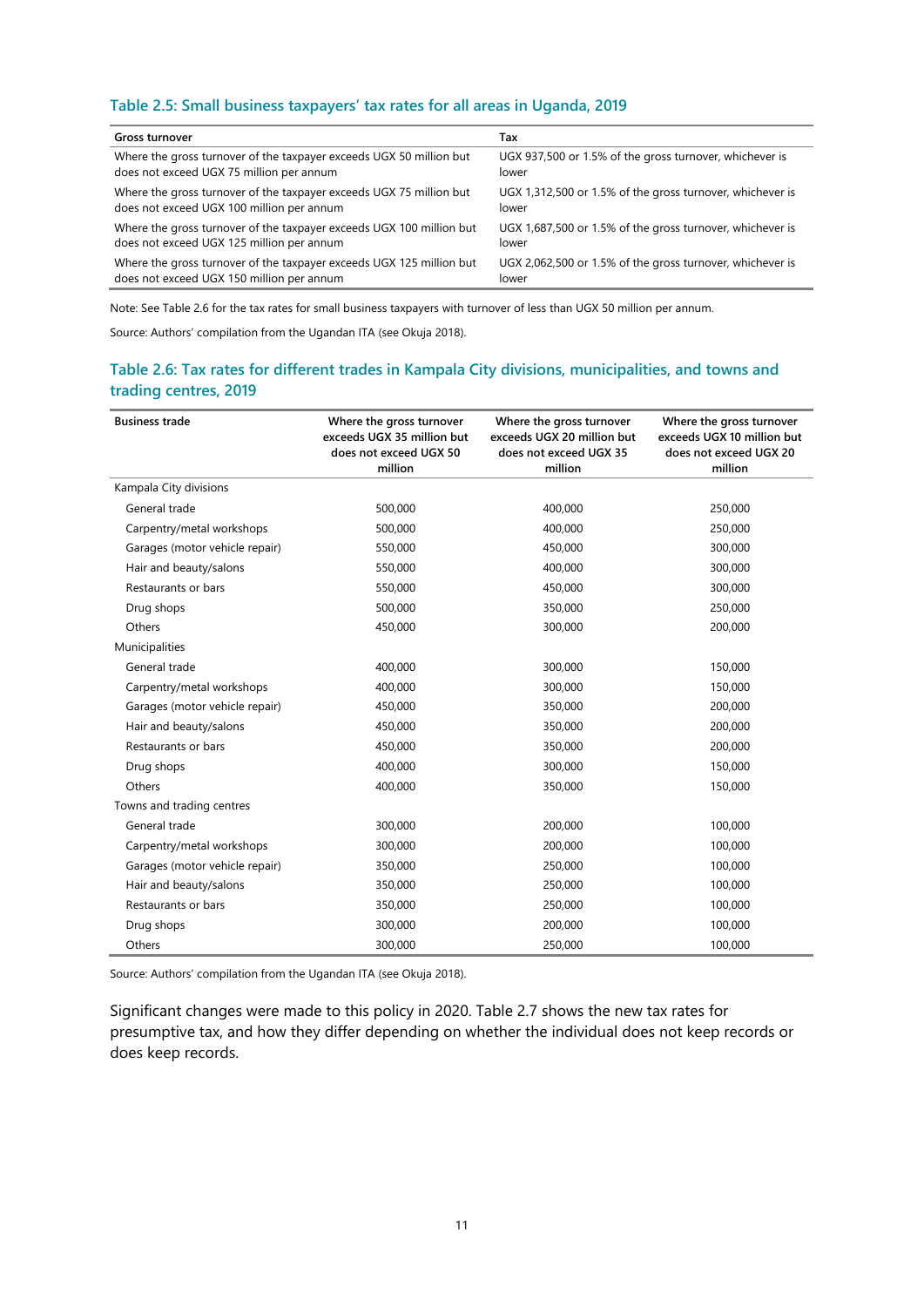### Table 2.5: Small business taxpayers' tax rates for all areas in Uganda, 2019

| Gross turnover | Tax |
|---|---|
| Where the gross turnover of the taxpayer exceeds UGX 50 million but does not exceed UGX 75 million per annum | UGX 937,500 or 1.5% of the gross turnover, whichever is lower |
| Where the gross turnover of the taxpayer exceeds UGX 75 million but does not exceed UGX 100 million per annum | UGX 1,312,500 or 1.5% of the gross turnover, whichever is lower |
| Where the gross turnover of the taxpayer exceeds UGX 100 million but does not exceed UGX 125 million per annum | UGX 1,687,500 or 1.5% of the gross turnover, whichever is lower |
| Where the gross turnover of the taxpayer exceeds UGX 125 million but does not exceed UGX 150 million per annum | UGX 2,062,500 or 1.5% of the gross turnover, whichever is lower |

Note: See Table 2.6 for the tax rates for small business taxpayers with turnover of less than UGX 50 million per annum.

Source: Authors' compilation from the Ugandan ITA (see Okuja 2018).

### Table 2.6: Tax rates for different trades in Kampala City divisions, municipalities, and towns and trading centres, 2019

| Business trade | Where the gross turnover exceeds UGX 35 million but does not exceed UGX 50 million | Where the gross turnover exceeds UGX 20 million but does not exceed UGX 35 million | Where the gross turnover exceeds UGX 10 million but does not exceed UGX 20 million |
|---|---|---|---|
| Kampala City divisions | | | |
| General trade | 500,000 | 400,000 | 250,000 |
| Carpentry/metal workshops | 500,000 | 400,000 | 250,000 |
| Garages (motor vehicle repair) | 550,000 | 450,000 | 300,000 |
| Hair and beauty/salons | 550,000 | 400,000 | 300,000 |
| Restaurants or bars | 550,000 | 450,000 | 300,000 |
| Drug shops | 500,000 | 350,000 | 250,000 |
| Others | 450,000 | 300,000 | 200,000 |
| Municipalities | | | |
| General trade | 400,000 | 300,000 | 150,000 |
| Carpentry/metal workshops | 400,000 | 300,000 | 150,000 |
| Garages (motor vehicle repair) | 450,000 | 350,000 | 200,000 |
| Hair and beauty/salons | 450,000 | 350,000 | 200,000 |
| Restaurants or bars | 450,000 | 350,000 | 200,000 |
| Drug shops | 400,000 | 300,000 | 150,000 |
| Others | 400,000 | 350,000 | 150,000 |
| Towns and trading centres | | | |
| General trade | 300,000 | 200,000 | 100,000 |
| Carpentry/metal workshops | 300,000 | 200,000 | 100,000 |
| Garages (motor vehicle repair) | 350,000 | 250,000 | 100,000 |
| Hair and beauty/salons | 350,000 | 250,000 | 100,000 |
| Restaurants or bars | 350,000 | 250,000 | 100,000 |
| Drug shops | 300,000 | 200,000 | 100,000 |
| Others | 300,000 | 250,000 | 100,000 |

Source: Authors' compilation from the Ugandan ITA (see Okuja 2018).

Significant changes were made to this policy in 2020. Table 2.7 shows the new tax rates for presumptive tax, and how they differ depending on whether the individual does not keep records or does keep records.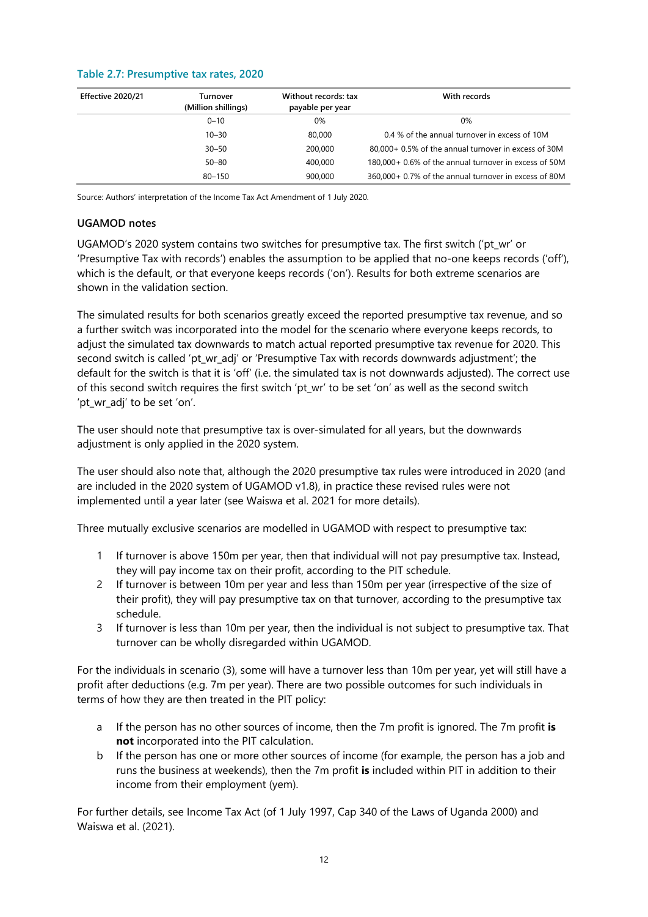**Table 2.7: Presumptive tax rates, 2020**

| Effective 2020/21 | Turnover (Million shillings) | Without records: tax payable per year | With records |
|---|---|---|---|
| | 0–10 | 0% | 0% |
| | 10–30 | 80,000 | 0.4 % of the annual turnover in excess of 10M |
| | 30–50 | 200,000 | 80,000+ 0.5% of the annual turnover in excess of 30M |
| | 50–80 | 400,000 | 180,000+ 0.6% of the annual turnover in excess of 50M |
| | 80–150 | 900,000 | 360,000+ 0.7% of the annual turnover in excess of 80M |

Source: Authors' interpretation of the Income Tax Act Amendment of 1 July 2020.

### UGAMOD notes

UGAMOD's 2020 system contains two switches for presumptive tax. The first switch ('pt_wr' or 'Presumptive Tax with records') enables the assumption to be applied that no-one keeps records ('off'), which is the default, or that everyone keeps records ('on'). Results for both extreme scenarios are shown in the validation section.

The simulated results for both scenarios greatly exceed the reported presumptive tax revenue, and so a further switch was incorporated into the model for the scenario where everyone keeps records, to adjust the simulated tax downwards to match actual reported presumptive tax revenue for 2020. This second switch is called 'pt_wr_adj' or 'Presumptive Tax with records downwards adjustment'; the default for the switch is that it is 'off' (i.e. the simulated tax is not downwards adjusted). The correct use of this second switch requires the first switch 'pt_wr' to be set 'on' as well as the second switch 'pt_wr_adj' to be set 'on'.

The user should note that presumptive tax is over-simulated for all years, but the downwards adjustment is only applied in the 2020 system.

The user should also note that, although the 2020 presumptive tax rules were introduced in 2020 (and are included in the 2020 system of UGAMOD v1.8), in practice these revised rules were not implemented until a year later (see Waiswa et al. 2021 for more details).

Three mutually exclusive scenarios are modelled in UGAMOD with respect to presumptive tax:

1. If turnover is above 150m per year, then that individual will not pay presumptive tax. Instead, they will pay income tax on their profit, according to the PIT schedule.
2. If turnover is between 10m per year and less than 150m per year (irrespective of the size of their profit), they will pay presumptive tax on that turnover, according to the presumptive tax schedule.
3. If turnover is less than 10m per year, then the individual is not subject to presumptive tax. That turnover can be wholly disregarded within UGAMOD.

For the individuals in scenario (3), some will have a turnover less than 10m per year, yet will still have a profit after deductions (e.g. 7m per year). There are two possible outcomes for such individuals in terms of how they are then treated in the PIT policy:

a. If the person has no other sources of income, then the 7m profit is ignored. The 7m profit **is not** incorporated into the PIT calculation.

b. If the person has one or more other sources of income (for example, the person has a job and runs the business at weekends), then the 7m profit **is** included within PIT in addition to their income from their employment (yem).

For further details, see Income Tax Act (of 1 July 1997, Cap 340 of the Laws of Uganda 2000) and Waiswa et al. (2021).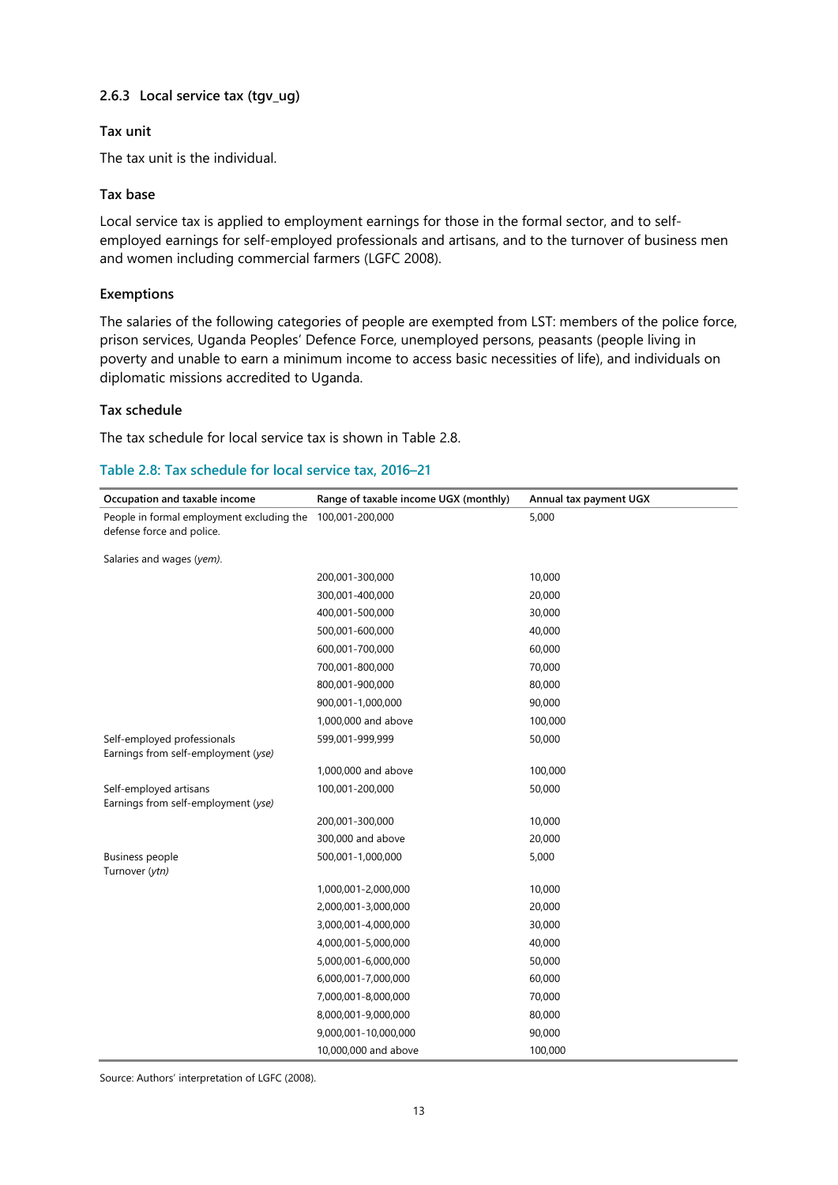### 2.6.3 Local service tax (tgv_ug)

#### Tax unit

The tax unit is the individual.

#### Tax base

Local service tax is applied to employment earnings for those in the formal sector, and to self-employed earnings for self-employed professionals and artisans, and to the turnover of business men and women including commercial farmers (LGFC 2008).

#### Exemptions

The salaries of the following categories of people are exempted from LST: members of the police force, prison services, Uganda Peoples' Defence Force, unemployed persons, peasants (people living in poverty and unable to earn a minimum income to access basic necessities of life), and individuals on diplomatic missions accredited to Uganda.

#### Tax schedule

The tax schedule for local service tax is shown in Table 2.8.

**Table 2.8: Tax schedule for local service tax, 2016–21**

| Occupation and taxable income | Range of taxable income UGX (monthly) | Annual tax payment UGX |
|---|---|---|
| People in formal employment excluding the defense force and police. Salaries and wages (*yem*). | 100,001-200,000 | 5,000 |
| | 200,001-300,000 | 10,000 |
| | 300,001-400,000 | 20,000 |
| | 400,001-500,000 | 30,000 |
| | 500,001-600,000 | 40,000 |
| | 600,001-700,000 | 60,000 |
| | 700,001-800,000 | 70,000 |
| | 800,001-900,000 | 80,000 |
| | 900,001-1,000,000 | 90,000 |
| | 1,000,000 and above | 100,000 |
| Self-employed professionals Earnings from self-employment (*yse*) | 599,001-999,999 | 50,000 |
| | 1,000,000 and above | 100,000 |
| Self-employed artisans Earnings from self-employment (*yse*) | 100,001-200,000 | 50,000 |
| | 200,001-300,000 | 10,000 |
| | 300,000 and above | 20,000 |
| Business people Turnover (*ytn*) | 500,001-1,000,000 | 5,000 |
| | 1,000,001-2,000,000 | 10,000 |
| | 2,000,001-3,000,000 | 20,000 |
| | 3,000,001-4,000,000 | 30,000 |
| | 4,000,001-5,000,000 | 40,000 |
| | 5,000,001-6,000,000 | 50,000 |
| | 6,000,001-7,000,000 | 60,000 |
| | 7,000,001-8,000,000 | 70,000 |
| | 8,000,001-9,000,000 | 80,000 |
| | 9,000,001-10,000,000 | 90,000 |
| | 10,000,000 and above | 100,000 |

Source: Authors' interpretation of LGFC (2008).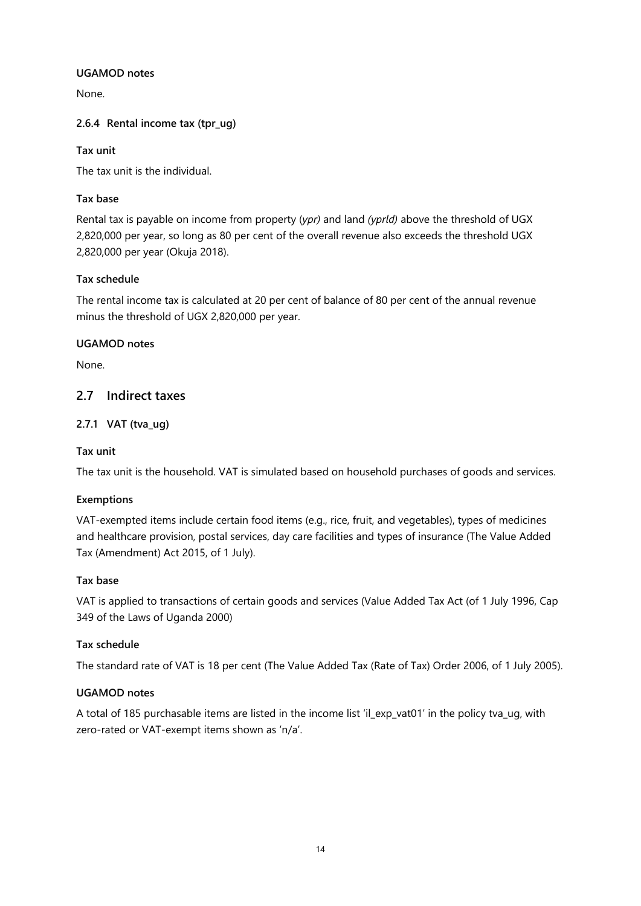**UGAMOD notes**

None.

### 2.6.4 Rental income tax (tpr_ug)

**Tax unit**

The tax unit is the individual.

**Tax base**

Rental tax is payable on income from property (*ypr)* and land *(yprld)* above the threshold of UGX 2,820,000 per year, so long as 80 per cent of the overall revenue also exceeds the threshold UGX 2,820,000 per year (Okuja 2018).

**Tax schedule**

The rental income tax is calculated at 20 per cent of balance of 80 per cent of the annual revenue minus the threshold of UGX 2,820,000 per year.

**UGAMOD notes**

None.

## 2.7 Indirect taxes

### 2.7.1 VAT (tva_ug)

**Tax unit**

The tax unit is the household. VAT is simulated based on household purchases of goods and services.

**Exemptions**

VAT-exempted items include certain food items (e.g., rice, fruit, and vegetables), types of medicines and healthcare provision, postal services, day care facilities and types of insurance (The Value Added Tax (Amendment) Act 2015, of 1 July).

**Tax base**

VAT is applied to transactions of certain goods and services (Value Added Tax Act (of 1 July 1996, Cap 349 of the Laws of Uganda 2000)

**Tax schedule**

The standard rate of VAT is 18 per cent (The Value Added Tax (Rate of Tax) Order 2006, of 1 July 2005).

**UGAMOD notes**

A total of 185 purchasable items are listed in the income list 'il_exp_vat01' in the policy tva_ug, with zero-rated or VAT-exempt items shown as 'n/a'.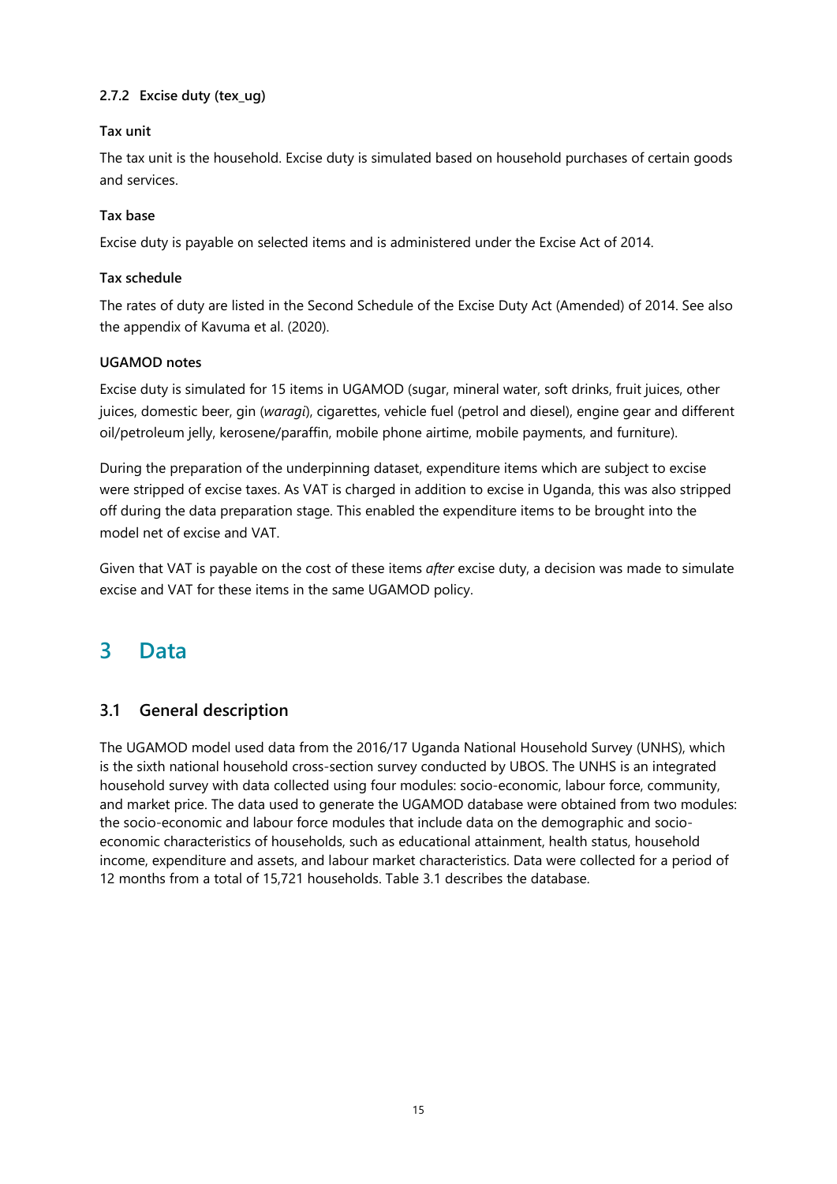#### 2.7.2 Excise duty (tex_ug)

**Tax unit**

The tax unit is the household. Excise duty is simulated based on household purchases of certain goods and services.

**Tax base**

Excise duty is payable on selected items and is administered under the Excise Act of 2014.

**Tax schedule**

The rates of duty are listed in the Second Schedule of the Excise Duty Act (Amended) of 2014. See also the appendix of Kavuma et al. (2020).

**UGAMOD notes**

Excise duty is simulated for 15 items in UGAMOD (sugar, mineral water, soft drinks, fruit juices, other juices, domestic beer, gin (*waragi*), cigarettes, vehicle fuel (petrol and diesel), engine gear and different oil/petroleum jelly, kerosene/paraffin, mobile phone airtime, mobile payments, and furniture).

During the preparation of the underpinning dataset, expenditure items which are subject to excise were stripped of excise taxes. As VAT is charged in addition to excise in Uganda, this was also stripped off during the data preparation stage. This enabled the expenditure items to be brought into the model net of excise and VAT.

Given that VAT is payable on the cost of these items *after* excise duty, a decision was made to simulate excise and VAT for these items in the same UGAMOD policy.

# 3 Data

## 3.1 General description

The UGAMOD model used data from the 2016/17 Uganda National Household Survey (UNHS), which is the sixth national household cross-section survey conducted by UBOS. The UNHS is an integrated household survey with data collected using four modules: socio-economic, labour force, community, and market price. The data used to generate the UGAMOD database were obtained from two modules: the socio-economic and labour force modules that include data on the demographic and socio-economic characteristics of households, such as educational attainment, health status, household income, expenditure and assets, and labour market characteristics. Data were collected for a period of 12 months from a total of 15,721 households. Table 3.1 describes the database.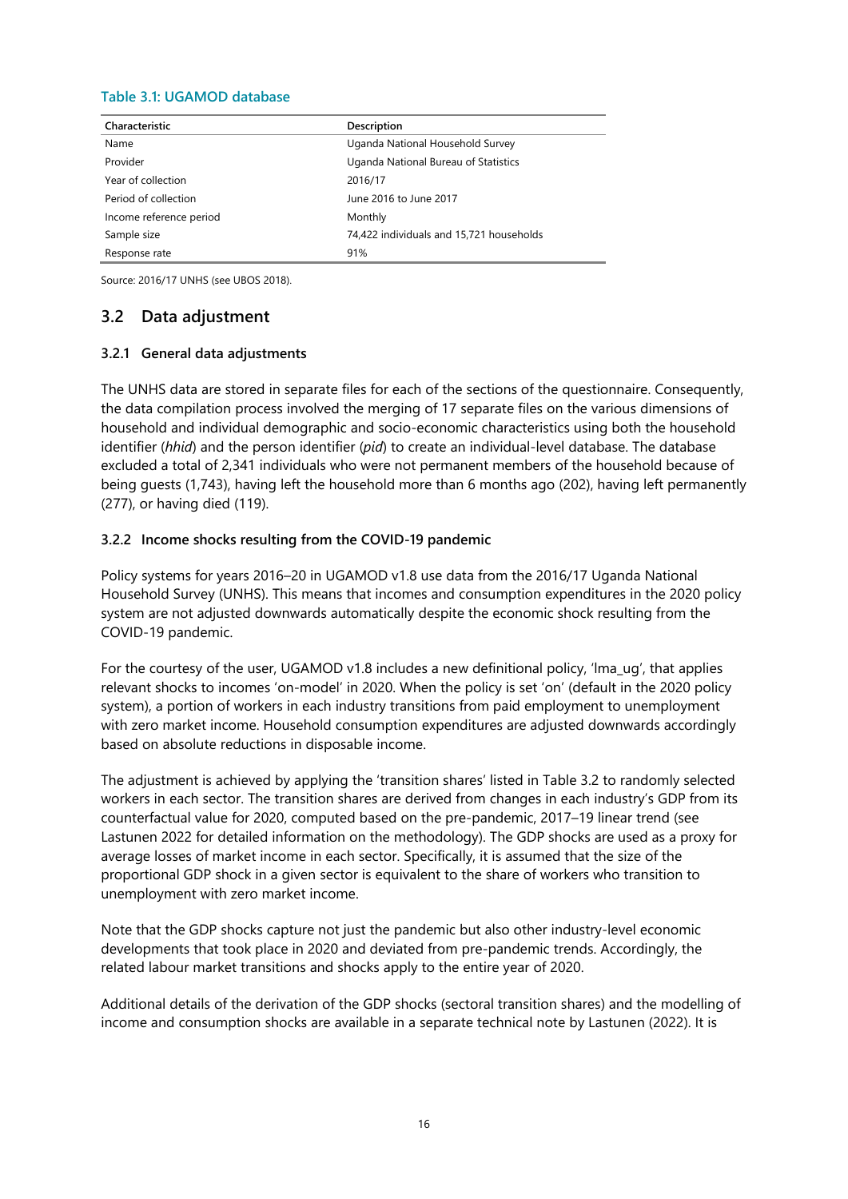**Table 3.1: UGAMOD database**

| Characteristic | Description |
|---|---|
| Name | Uganda National Household Survey |
| Provider | Uganda National Bureau of Statistics |
| Year of collection | 2016/17 |
| Period of collection | June 2016 to June 2017 |
| Income reference period | Monthly |
| Sample size | 74,422 individuals and 15,721 households |
| Response rate | 91% |

Source: 2016/17 UNHS (see UBOS 2018).

## 3.2 Data adjustment

### 3.2.1 General data adjustments

The UNHS data are stored in separate files for each of the sections of the questionnaire. Consequently, the data compilation process involved the merging of 17 separate files on the various dimensions of household and individual demographic and socio-economic characteristics using both the household identifier (*hhid*) and the person identifier (*pid*) to create an individual-level database. The database excluded a total of 2,341 individuals who were not permanent members of the household because of being guests (1,743), having left the household more than 6 months ago (202), having left permanently (277), or having died (119).

### 3.2.2 Income shocks resulting from the COVID-19 pandemic

Policy systems for years 2016–20 in UGAMOD v1.8 use data from the 2016/17 Uganda National Household Survey (UNHS). This means that incomes and consumption expenditures in the 2020 policy system are not adjusted downwards automatically despite the economic shock resulting from the COVID-19 pandemic.

For the courtesy of the user, UGAMOD v1.8 includes a new definitional policy, 'lma_ug', that applies relevant shocks to incomes 'on-model' in 2020. When the policy is set 'on' (default in the 2020 policy system), a portion of workers in each industry transitions from paid employment to unemployment with zero market income. Household consumption expenditures are adjusted downwards accordingly based on absolute reductions in disposable income.

The adjustment is achieved by applying the 'transition shares' listed in Table 3.2 to randomly selected workers in each sector. The transition shares are derived from changes in each industry's GDP from its counterfactual value for 2020, computed based on the pre-pandemic, 2017–19 linear trend (see Lastunen 2022 for detailed information on the methodology). The GDP shocks are used as a proxy for average losses of market income in each sector. Specifically, it is assumed that the size of the proportional GDP shock in a given sector is equivalent to the share of workers who transition to unemployment with zero market income.

Note that the GDP shocks capture not just the pandemic but also other industry-level economic developments that took place in 2020 and deviated from pre-pandemic trends. Accordingly, the related labour market transitions and shocks apply to the entire year of 2020.

Additional details of the derivation of the GDP shocks (sectoral transition shares) and the modelling of income and consumption shocks are available in a separate technical note by Lastunen (2022). It is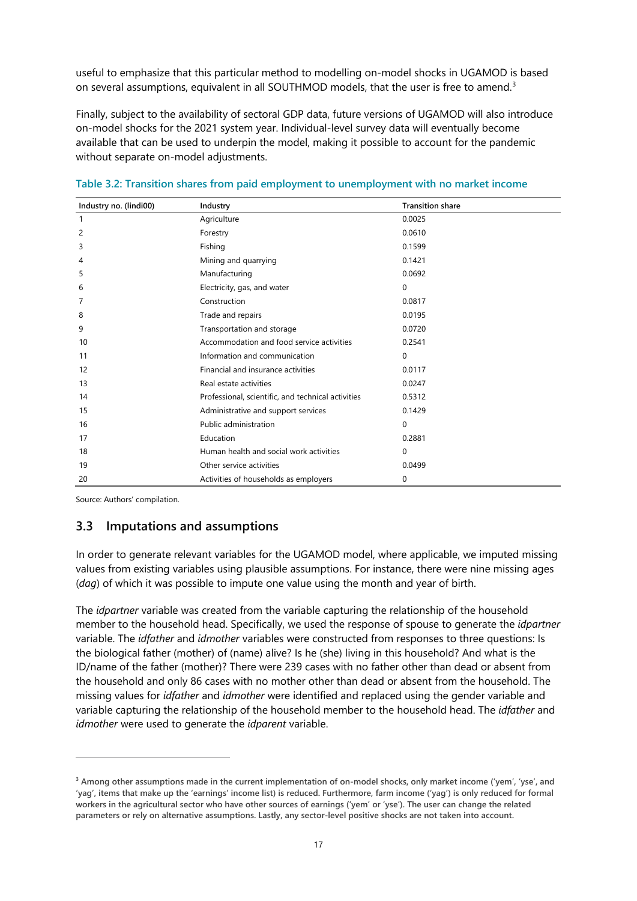useful to emphasize that this particular method to modelling on-model shocks in UGAMOD is based on several assumptions, equivalent in all SOUTHMOD models, that the user is free to amend.[3]

Finally, subject to the availability of sectoral GDP data, future versions of UGAMOD will also introduce on-model shocks for the 2021 system year. Individual-level survey data will eventually become available that can be used to underpin the model, making it possible to account for the pandemic without separate on-model adjustments.

**Table 3.2: Transition shares from paid employment to unemployment with no market income**

| Industry no. (lindi00) | Industry | Transition share |
|---|---|---|
| 1 | Agriculture | 0.0025 |
| 2 | Forestry | 0.0610 |
| 3 | Fishing | 0.1599 |
| 4 | Mining and quarrying | 0.1421 |
| 5 | Manufacturing | 0.0692 |
| 6 | Electricity, gas, and water | 0 |
| 7 | Construction | 0.0817 |
| 8 | Trade and repairs | 0.0195 |
| 9 | Transportation and storage | 0.0720 |
| 10 | Accommodation and food service activities | 0.2541 |
| 11 | Information and communication | 0 |
| 12 | Financial and insurance activities | 0.0117 |
| 13 | Real estate activities | 0.0247 |
| 14 | Professional, scientific, and technical activities | 0.5312 |
| 15 | Administrative and support services | 0.1429 |
| 16 | Public administration | 0 |
| 17 | Education | 0.2881 |
| 18 | Human health and social work activities | 0 |
| 19 | Other service activities | 0.0499 |
| 20 | Activities of households as employers | 0 |

Source: Authors' compilation.

## 3.3 Imputations and assumptions

In order to generate relevant variables for the UGAMOD model, where applicable, we imputed missing values from existing variables using plausible assumptions. For instance, there were nine missing ages (*dag*) of which it was possible to impute one value using the month and year of birth.

The *idpartner* variable was created from the variable capturing the relationship of the household member to the household head. Specifically, we used the response of spouse to generate the *idpartner* variable. The *idfather* and *idmother* variables were constructed from responses to three questions: Is the biological father (mother) of (name) alive? Is he (she) living in this household? And what is the ID/name of the father (mother)? There were 239 cases with no father other than dead or absent from the household and only 86 cases with no mother other than dead or absent from the household. The missing values for *idfather* and *idmother* were identified and replaced using the gender variable and variable capturing the relationship of the household member to the household head. The *idfather* and *idmother* were used to generate the *idparent* variable.

[3] **Among other assumptions made in the current implementation of on-model shocks, only market income ('yem', 'yse', and 'yag', items that make up the 'earnings' income list) is reduced. Furthermore, farm income ('yag') is only reduced for formal workers in the agricultural sector who have other sources of earnings ('yem' or 'yse'). The user can change the related parameters or rely on alternative assumptions. Lastly, any sector-level positive shocks are not taken into account.**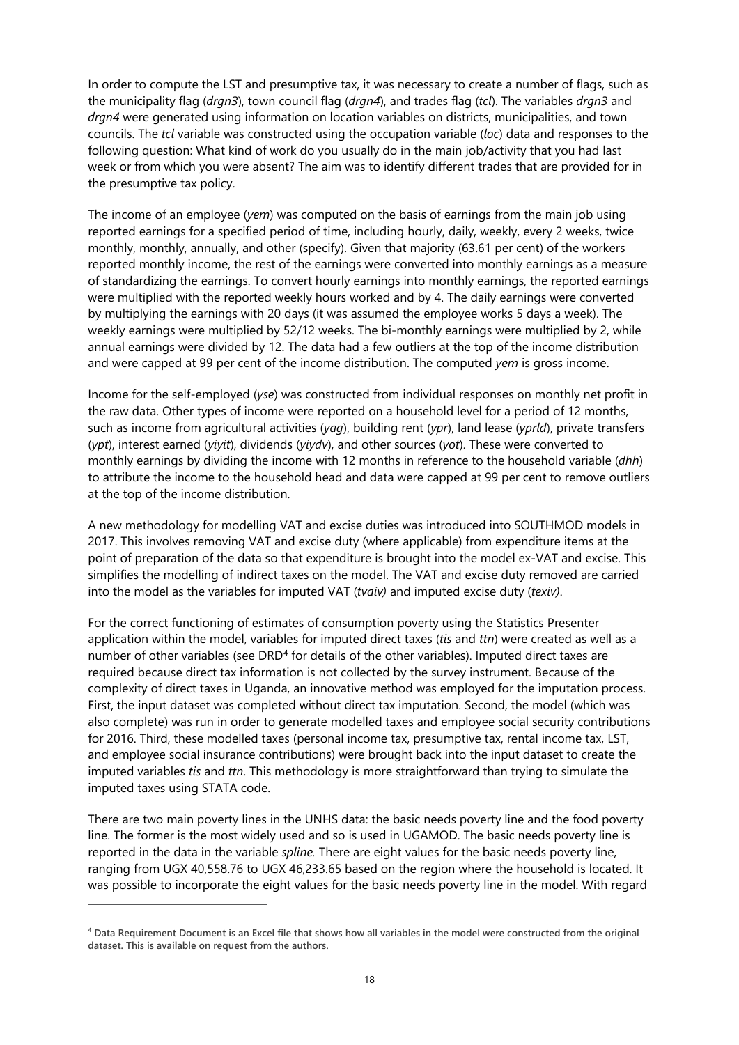In order to compute the LST and presumptive tax, it was necessary to create a number of flags, such as the municipality flag (*drgn3*), town council flag (*drgn4*), and trades flag (*tcl*). The variables *drgn3* and *drgn4* were generated using information on location variables on districts, municipalities, and town councils. The *tcl* variable was constructed using the occupation variable (*loc*) data and responses to the following question: What kind of work do you usually do in the main job/activity that you had last week or from which you were absent? The aim was to identify different trades that are provided for in the presumptive tax policy.

The income of an employee (*yem*) was computed on the basis of earnings from the main job using reported earnings for a specified period of time, including hourly, daily, weekly, every 2 weeks, twice monthly, monthly, annually, and other (specify). Given that majority (63.61 per cent) of the workers reported monthly income, the rest of the earnings were converted into monthly earnings as a measure of standardizing the earnings. To convert hourly earnings into monthly earnings, the reported earnings were multiplied with the reported weekly hours worked and by 4. The daily earnings were converted by multiplying the earnings with 20 days (it was assumed the employee works 5 days a week). The weekly earnings were multiplied by 52/12 weeks. The bi-monthly earnings were multiplied by 2, while annual earnings were divided by 12. The data had a few outliers at the top of the income distribution and were capped at 99 per cent of the income distribution. The computed *yem* is gross income.

Income for the self-employed (*yse*) was constructed from individual responses on monthly net profit in the raw data. Other types of income were reported on a household level for a period of 12 months, such as income from agricultural activities (*yag*), building rent (*ypr*), land lease (*yprld*), private transfers (*ypt*), interest earned (*yiyit*), dividends (*yiydv*), and other sources (*yot*). These were converted to monthly earnings by dividing the income with 12 months in reference to the household variable (*dhh*) to attribute the income to the household head and data were capped at 99 per cent to remove outliers at the top of the income distribution.

A new methodology for modelling VAT and excise duties was introduced into SOUTHMOD models in 2017. This involves removing VAT and excise duty (where applicable) from expenditure items at the point of preparation of the data so that expenditure is brought into the model ex-VAT and excise. This simplifies the modelling of indirect taxes on the model. The VAT and excise duty removed are carried into the model as the variables for imputed VAT (*tvaiv)* and imputed excise duty (*texiv)*.

For the correct functioning of estimates of consumption poverty using the Statistics Presenter application within the model, variables for imputed direct taxes (*tis* and *ttn*) were created as well as a number of other variables (see DRD[4] for details of the other variables). Imputed direct taxes are required because direct tax information is not collected by the survey instrument. Because of the complexity of direct taxes in Uganda, an innovative method was employed for the imputation process. First, the input dataset was completed without direct tax imputation. Second, the model (which was also complete) was run in order to generate modelled taxes and employee social security contributions for 2016. Third, these modelled taxes (personal income tax, presumptive tax, rental income tax, LST, and employee social insurance contributions) were brought back into the input dataset to create the imputed variables *tis* and *ttn*. This methodology is more straightforward than trying to simulate the imputed taxes using STATA code.

There are two main poverty lines in the UNHS data: the basic needs poverty line and the food poverty line. The former is the most widely used and so is used in UGAMOD. The basic needs poverty line is reported in the data in the variable *spline.* There are eight values for the basic needs poverty line, ranging from UGX 40,558.76 to UGX 46,233.65 based on the region where the household is located. It was possible to incorporate the eight values for the basic needs poverty line in the model. With regard

[4] **Data Requirement Document is an Excel file that shows how all variables in the model were constructed from the original dataset. This is available on request from the authors.**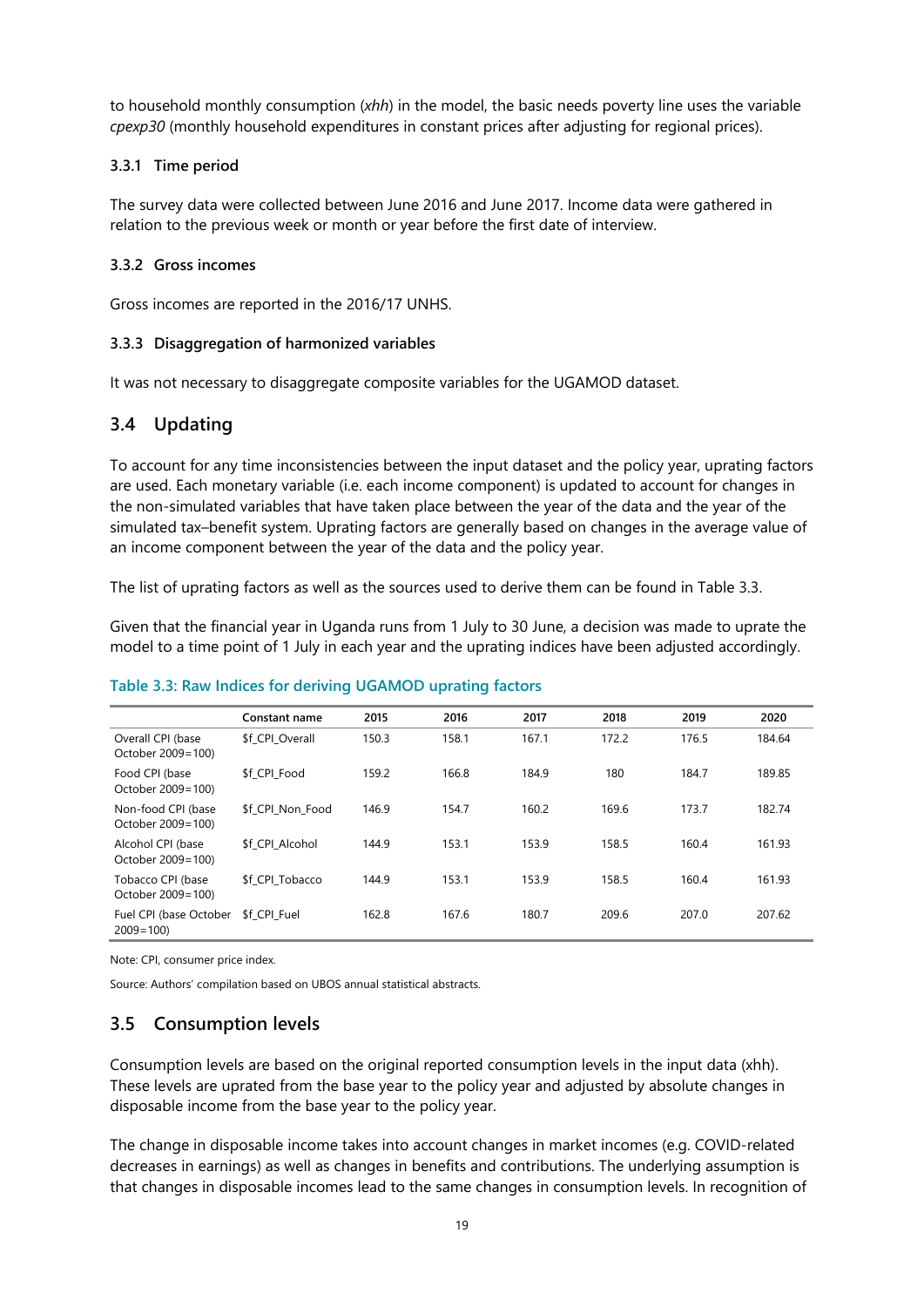to household monthly consumption (*xhh*) in the model, the basic needs poverty line uses the variable *cpexp30* (monthly household expenditures in constant prices after adjusting for regional prices).

#### 3.3.1 Time period

The survey data were collected between June 2016 and June 2017. Income data were gathered in relation to the previous week or month or year before the first date of interview.

#### 3.3.2 Gross incomes

Gross incomes are reported in the 2016/17 UNHS.

#### 3.3.3 Disaggregation of harmonized variables

It was not necessary to disaggregate composite variables for the UGAMOD dataset.

## 3.4 Updating

To account for any time inconsistencies between the input dataset and the policy year, uprating factors are used. Each monetary variable (i.e. each income component) is updated to account for changes in the non-simulated variables that have taken place between the year of the data and the year of the simulated tax–benefit system. Uprating factors are generally based on changes in the average value of an income component between the year of the data and the policy year.

The list of uprating factors as well as the sources used to derive them can be found in Table 3.3.

Given that the financial year in Uganda runs from 1 July to 30 June, a decision was made to uprate the model to a time point of 1 July in each year and the uprating indices have been adjusted accordingly.

**Table 3.3: Raw Indices for deriving UGAMOD uprating factors**

| | Constant name | 2015 | 2016 | 2017 | 2018 | 2019 | 2020 |
|---|---|---|---|---|---|---|---|
| Overall CPI (base October 2009=100) | $f_CPI_Overall | 150.3 | 158.1 | 167.1 | 172.2 | 176.5 | 184.64 |
| Food CPI (base October 2009=100) | $f_CPI_Food | 159.2 | 166.8 | 184.9 | 180 | 184.7 | 189.85 |
| Non-food CPI (base October 2009=100) | $f_CPI_Non_Food | 146.9 | 154.7 | 160.2 | 169.6 | 173.7 | 182.74 |
| Alcohol CPI (base October 2009=100) | $f_CPI_Alcohol | 144.9 | 153.1 | 153.9 | 158.5 | 160.4 | 161.93 |
| Tobacco CPI (base October 2009=100) | $f_CPI_Tobacco | 144.9 | 153.1 | 153.9 | 158.5 | 160.4 | 161.93 |
| Fuel CPI (base October 2009=100) | $f_CPI_Fuel | 162.8 | 167.6 | 180.7 | 209.6 | 207.0 | 207.62 |

Note: CPI, consumer price index.

Source: Authors' compilation based on UBOS annual statistical abstracts.

## 3.5 Consumption levels

Consumption levels are based on the original reported consumption levels in the input data (xhh). These levels are uprated from the base year to the policy year and adjusted by absolute changes in disposable income from the base year to the policy year.

The change in disposable income takes into account changes in market incomes (e.g. COVID-related decreases in earnings) as well as changes in benefits and contributions. The underlying assumption is that changes in disposable incomes lead to the same changes in consumption levels. In recognition of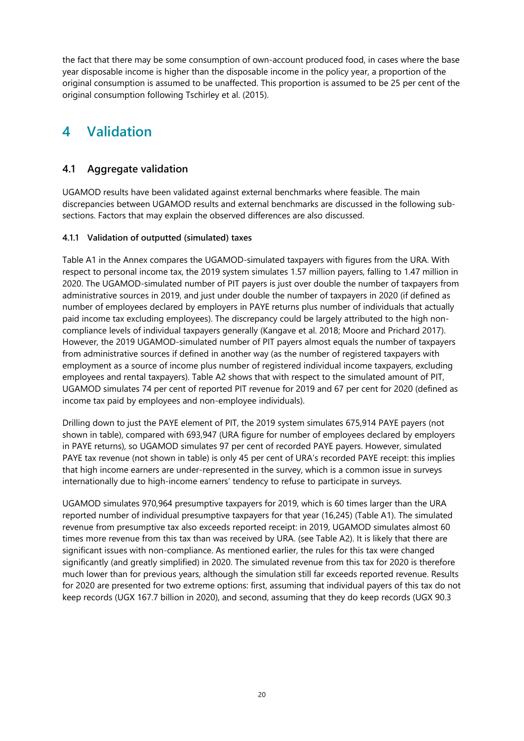the fact that there may be some consumption of own-account produced food, in cases where the base year disposable income is higher than the disposable income in the policy year, a proportion of the original consumption is assumed to be unaffected. This proportion is assumed to be 25 per cent of the original consumption following Tschirley et al. (2015).

# 4 Validation

## 4.1 Aggregate validation

UGAMOD results have been validated against external benchmarks where feasible. The main discrepancies between UGAMOD results and external benchmarks are discussed in the following sub-sections. Factors that may explain the observed differences are also discussed.

### 4.1.1 Validation of outputted (simulated) taxes

Table A1 in the Annex compares the UGAMOD-simulated taxpayers with figures from the URA. With respect to personal income tax, the 2019 system simulates 1.57 million payers, falling to 1.47 million in 2020. The UGAMOD-simulated number of PIT payers is just over double the number of taxpayers from administrative sources in 2019, and just under double the number of taxpayers in 2020 (if defined as number of employees declared by employers in PAYE returns plus number of individuals that actually paid income tax excluding employees). The discrepancy could be largely attributed to the high non-compliance levels of individual taxpayers generally (Kangave et al. 2018; Moore and Prichard 2017). However, the 2019 UGAMOD-simulated number of PIT payers almost equals the number of taxpayers from administrative sources if defined in another way (as the number of registered taxpayers with employment as a source of income plus number of registered individual income taxpayers, excluding employees and rental taxpayers). Table A2 shows that with respect to the simulated amount of PIT, UGAMOD simulates 74 per cent of reported PIT revenue for 2019 and 67 per cent for 2020 (defined as income tax paid by employees and non-employee individuals).

Drilling down to just the PAYE element of PIT, the 2019 system simulates 675,914 PAYE payers (not shown in table), compared with 693,947 (URA figure for number of employees declared by employers in PAYE returns), so UGAMOD simulates 97 per cent of recorded PAYE payers. However, simulated PAYE tax revenue (not shown in table) is only 45 per cent of URA's recorded PAYE receipt: this implies that high income earners are under-represented in the survey, which is a common issue in surveys internationally due to high-income earners' tendency to refuse to participate in surveys.

UGAMOD simulates 970,964 presumptive taxpayers for 2019, which is 60 times larger than the URA reported number of individual presumptive taxpayers for that year (16,245) (Table A1). The simulated revenue from presumptive tax also exceeds reported receipt: in 2019, UGAMOD simulates almost 60 times more revenue from this tax than was received by URA. (see Table A2). It is likely that there are significant issues with non-compliance. As mentioned earlier, the rules for this tax were changed significantly (and greatly simplified) in 2020. The simulated revenue from this tax for 2020 is therefore much lower than for previous years, although the simulation still far exceeds reported revenue. Results for 2020 are presented for two extreme options: first, assuming that individual payers of this tax do not keep records (UGX 167.7 billion in 2020), and second, assuming that they do keep records (UGX 90.3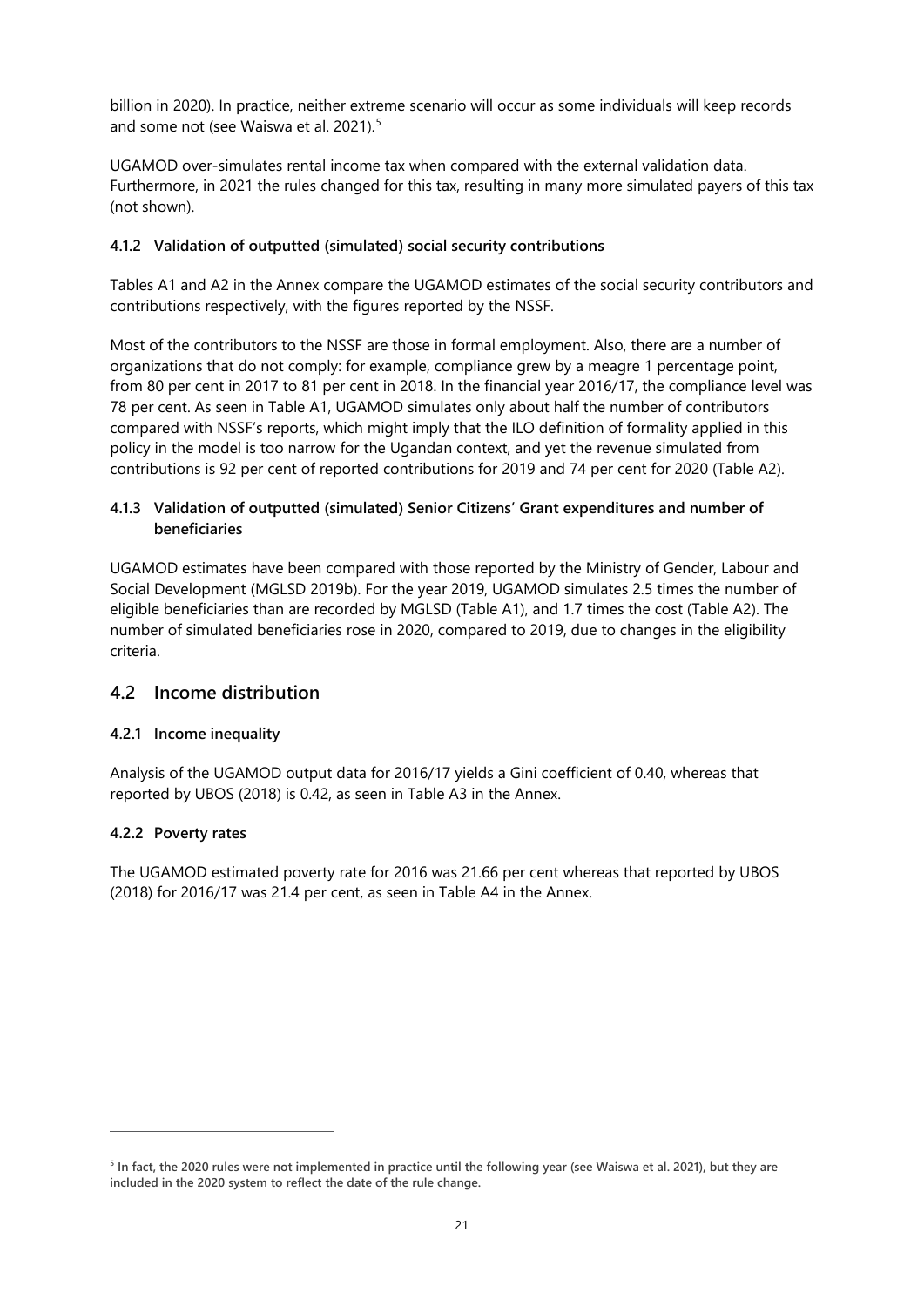billion in 2020). In practice, neither extreme scenario will occur as some individuals will keep records and some not (see Waiswa et al. 2021).[5]

UGAMOD over-simulates rental income tax when compared with the external validation data. Furthermore, in 2021 the rules changed for this tax, resulting in many more simulated payers of this tax (not shown).

#### 4.1.2 Validation of outputted (simulated) social security contributions

Tables A1 and A2 in the Annex compare the UGAMOD estimates of the social security contributors and contributions respectively, with the figures reported by the NSSF.

Most of the contributors to the NSSF are those in formal employment. Also, there are a number of organizations that do not comply: for example, compliance grew by a meagre 1 percentage point, from 80 per cent in 2017 to 81 per cent in 2018. In the financial year 2016/17, the compliance level was 78 per cent. As seen in Table A1, UGAMOD simulates only about half the number of contributors compared with NSSF's reports, which might imply that the ILO definition of formality applied in this policy in the model is too narrow for the Ugandan context, and yet the revenue simulated from contributions is 92 per cent of reported contributions for 2019 and 74 per cent for 2020 (Table A2).

#### 4.1.3 Validation of outputted (simulated) Senior Citizens' Grant expenditures and number of beneficiaries

UGAMOD estimates have been compared with those reported by the Ministry of Gender, Labour and Social Development (MGLSD 2019b). For the year 2019, UGAMOD simulates 2.5 times the number of eligible beneficiaries than are recorded by MGLSD (Table A1), and 1.7 times the cost (Table A2). The number of simulated beneficiaries rose in 2020, compared to 2019, due to changes in the eligibility criteria.

## 4.2 Income distribution

#### 4.2.1 Income inequality

Analysis of the UGAMOD output data for 2016/17 yields a Gini coefficient of 0.40, whereas that reported by UBOS (2018) is 0.42, as seen in Table A3 in the Annex.

#### 4.2.2 Poverty rates

The UGAMOD estimated poverty rate for 2016 was 21.66 per cent whereas that reported by UBOS (2018) for 2016/17 was 21.4 per cent, as seen in Table A4 in the Annex.

---

[5] In fact, the 2020 rules were not implemented in practice until the following year (see Waiswa et al. 2021), but they are included in the 2020 system to reflect the date of the rule change.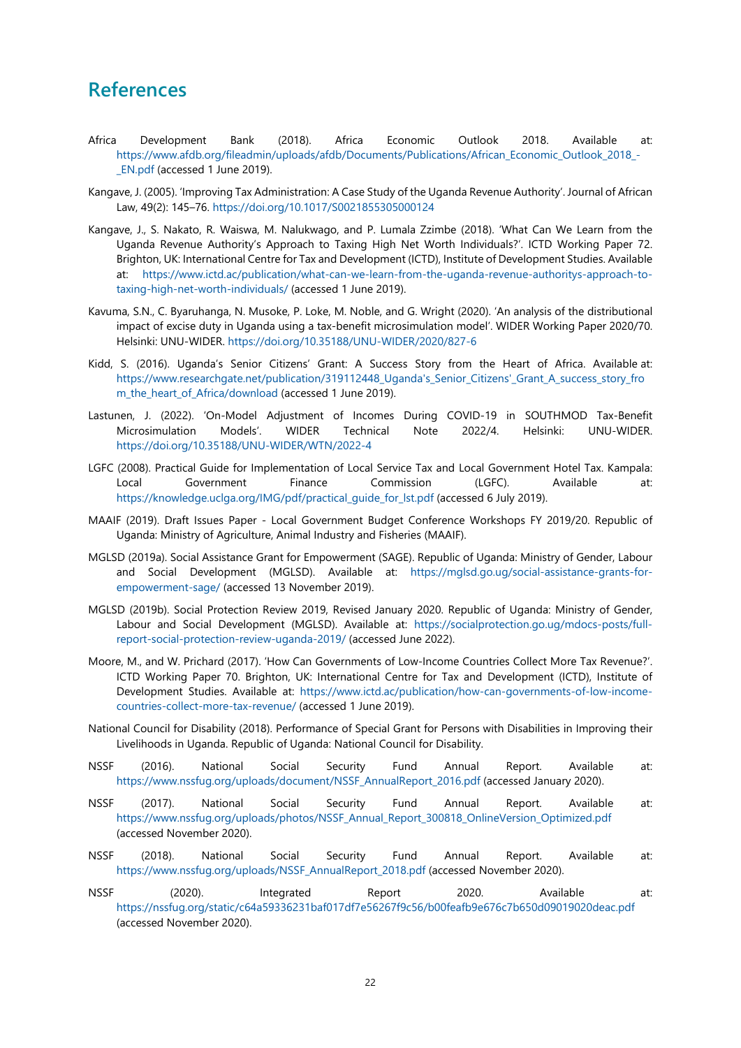# References

Africa Development Bank (2018). Africa Economic Outlook 2018. Available at: https://www.afdb.org/fileadmin/uploads/afdb/Documents/Publications/African_Economic_Outlook_2018_-_EN.pdf (accessed 1 June 2019).

Kangave, J. (2005). 'Improving Tax Administration: A Case Study of the Uganda Revenue Authority'. Journal of African Law, 49(2): 145–76. https://doi.org/10.1017/S0021855305000124

Kangave, J., S. Nakato, R. Waiswa, M. Nalukwago, and P. Lumala Zzimbe (2018). 'What Can We Learn from the Uganda Revenue Authority's Approach to Taxing High Net Worth Individuals?'. ICTD Working Paper 72. Brighton, UK: International Centre for Tax and Development (ICTD), Institute of Development Studies. Available at: https://www.ictd.ac/publication/what-can-we-learn-from-the-uganda-revenue-authoritys-approach-to-taxing-high-net-worth-individuals/ (accessed 1 June 2019).

Kavuma, S.N., C. Byaruhanga, N. Musoke, P. Loke, M. Noble, and G. Wright (2020). 'An analysis of the distributional impact of excise duty in Uganda using a tax-benefit microsimulation model'. WIDER Working Paper 2020/70. Helsinki: UNU-WIDER. https://doi.org/10.35188/UNU-WIDER/2020/827-6

Kidd, S. (2016). Uganda's Senior Citizens' Grant: A Success Story from the Heart of Africa. Available at: https://www.researchgate.net/publication/319112448_Uganda's_Senior_Citizens'_Grant_A_success_story_from_the_heart_of_Africa/download (accessed 1 June 2019).

Lastunen, J. (2022). 'On-Model Adjustment of Incomes During COVID-19 in SOUTHMOD Tax-Benefit Microsimulation Models'. WIDER Technical Note 2022/4. Helsinki: UNU-WIDER. https://doi.org/10.35188/UNU-WIDER/WTN/2022-4

LGFC (2008). Practical Guide for Implementation of Local Service Tax and Local Government Hotel Tax. Kampala: Local Government Finance Commission (LGFC). Available at: https://knowledge.uclga.org/IMG/pdf/practical_guide_for_lst.pdf (accessed 6 July 2019).

MAAIF (2019). Draft Issues Paper - Local Government Budget Conference Workshops FY 2019/20. Republic of Uganda: Ministry of Agriculture, Animal Industry and Fisheries (MAAIF).

MGLSD (2019a). Social Assistance Grant for Empowerment (SAGE). Republic of Uganda: Ministry of Gender, Labour and Social Development (MGLSD). Available at: https://mglsd.go.ug/social-assistance-grants-for-empowerment-sage/ (accessed 13 November 2019).

MGLSD (2019b). Social Protection Review 2019, Revised January 2020. Republic of Uganda: Ministry of Gender, Labour and Social Development (MGLSD). Available at: https://socialprotection.go.ug/mdocs-posts/full-report-social-protection-review-uganda-2019/ (accessed June 2022).

Moore, M., and W. Prichard (2017). 'How Can Governments of Low-Income Countries Collect More Tax Revenue?'. ICTD Working Paper 70. Brighton, UK: International Centre for Tax and Development (ICTD), Institute of Development Studies. Available at: https://www.ictd.ac/publication/how-can-governments-of-low-income-countries-collect-more-tax-revenue/ (accessed 1 June 2019).

National Council for Disability (2018). Performance of Special Grant for Persons with Disabilities in Improving their Livelihoods in Uganda. Republic of Uganda: National Council for Disability.

NSSF (2016). National Social Security Fund Annual Report. Available at: https://www.nssfug.org/uploads/document/NSSF_AnnualReport_2016.pdf (accessed January 2020).

NSSF (2017). National Social Security Fund Annual Report. Available at: https://www.nssfug.org/uploads/photos/NSSF_Annual_Report_300818_OnlineVersion_Optimized.pdf (accessed November 2020).

NSSF (2018). National Social Security Fund Annual Report. Available at: https://www.nssfug.org/uploads/NSSF_AnnualReport_2018.pdf (accessed November 2020).

NSSF (2020). Integrated Report 2020. Available at: https://nssfug.org/static/c64a59336231baf017df7e56267f9c56/b00feafb9e676c7b650d09019020deac.pdf (accessed November 2020).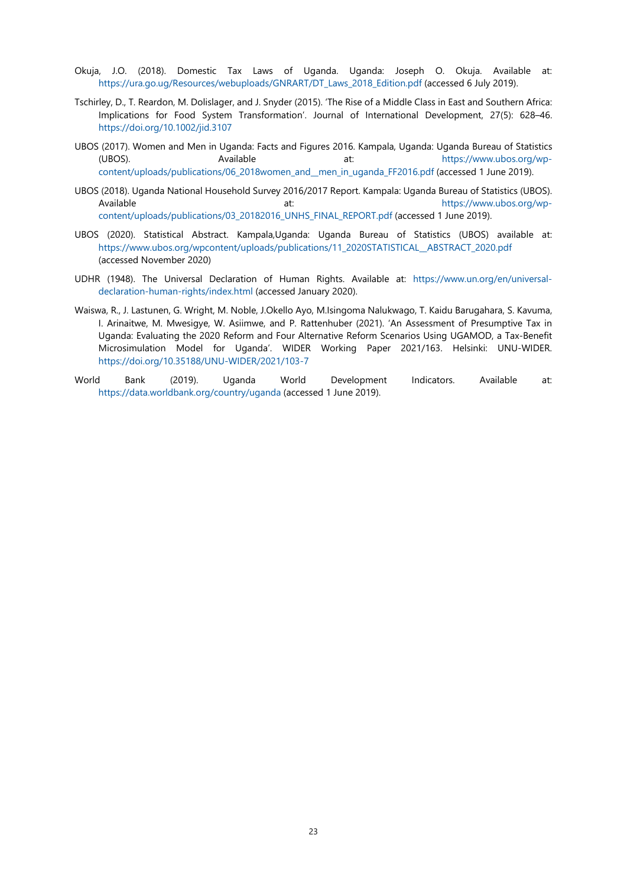Okuja, J.O. (2018). Domestic Tax Laws of Uganda. Uganda: Joseph O. Okuja. Available at: https://ura.go.ug/Resources/webuploads/GNRART/DT_Laws_2018_Edition.pdf (accessed 6 July 2019).

Tschirley, D., T. Reardon, M. Dolislager, and J. Snyder (2015). 'The Rise of a Middle Class in East and Southern Africa: Implications for Food System Transformation'. Journal of International Development, 27(5): 628–46. https://doi.org/10.1002/jid.3107

UBOS (2017). Women and Men in Uganda: Facts and Figures 2016. Kampala, Uganda: Uganda Bureau of Statistics (UBOS). Available at: https://www.ubos.org/wp-content/uploads/publications/06_2018women_and__men_in_uganda_FF2016.pdf (accessed 1 June 2019).

UBOS (2018). Uganda National Household Survey 2016/2017 Report. Kampala: Uganda Bureau of Statistics (UBOS). Available at: https://www.ubos.org/wp-content/uploads/publications/03_20182016_UNHS_FINAL_REPORT.pdf (accessed 1 June 2019).

UBOS (2020). Statistical Abstract. Kampala,Uganda: Uganda Bureau of Statistics (UBOS) available at: https://www.ubos.org/wpcontent/uploads/publications/11_2020STATISTICAL__ABSTRACT_2020.pdf (accessed November 2020)

UDHR (1948). The Universal Declaration of Human Rights. Available at: https://www.un.org/en/universal-declaration-human-rights/index.html (accessed January 2020).

Waiswa, R., J. Lastunen, G. Wright, M. Noble, J.Okello Ayo, M.Isingoma Nalukwago, T. Kaidu Barugahara, S. Kavuma, I. Arinaitwe, M. Mwesigye, W. Asiimwe, and P. Rattenhuber (2021). 'An Assessment of Presumptive Tax in Uganda: Evaluating the 2020 Reform and Four Alternative Reform Scenarios Using UGAMOD, a Tax-Benefit Microsimulation Model for Uganda'. WIDER Working Paper 2021/163. Helsinki: UNU-WIDER. https://doi.org/10.35188/UNU-WIDER/2021/103-7

World Bank (2019). Uganda World Development Indicators. Available at: https://data.worldbank.org/country/uganda (accessed 1 June 2019).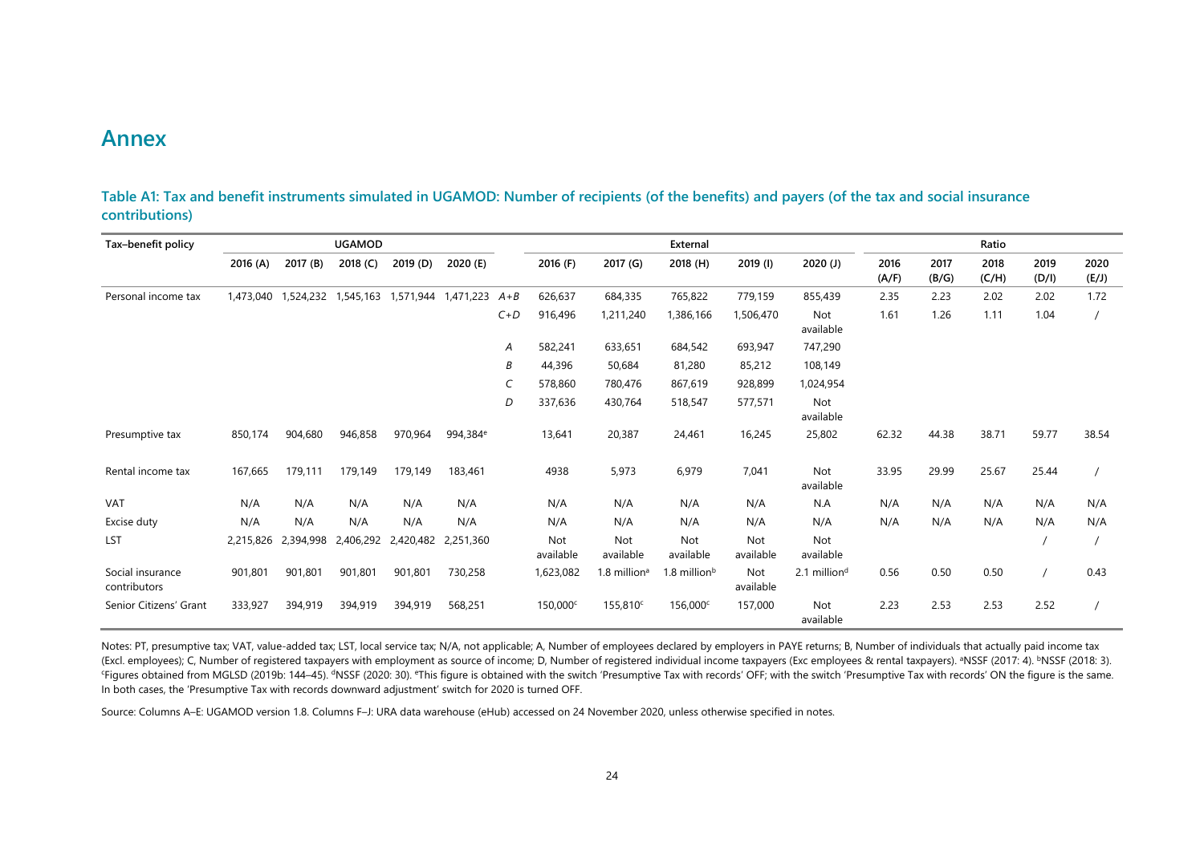# Annex

## Table A1: Tax and benefit instruments simulated in UGAMOD: Number of recipients (of the benefits) and payers (of the tax and social insurance contributions)

| Tax–benefit policy | UGAMOD | | | | | | External | | | | | Ratio | | | | |
|---|---|---|---|---|---|---|---|---|---|---|---|---|---|---|---|---|
| | 2016 (A) | 2017 (B) | 2018 (C) | 2019 (D) | 2020 (E) | | 2016 (F) | 2017 (G) | 2018 (H) | 2019 (I) | 2020 (J) | 2016 (A/F) | 2017 (B/G) | 2018 (C/H) | 2019 (D/I) | 2020 (E/J) |
| Personal income tax | 1,473,040 | 1,524,232 | 1,545,163 | 1,571,944 | 1,471,223 | *A+B* | 626,637 | 684,335 | 765,822 | 779,159 | 855,439 | 2.35 | 2.23 | 2.02 | 2.02 | 1.72 |
| | | | | | | *C+D* | 916,496 | 1,211,240 | 1,386,166 | 1,506,470 | Not available | 1.61 | 1.26 | 1.11 | 1.04 | / |
| | | | | | | *A* | 582,241 | 633,651 | 684,542 | 693,947 | 747,290 | | | | | |
| | | | | | | *B* | 44,396 | 50,684 | 81,280 | 85,212 | 108,149 | | | | | |
| | | | | | | *C* | 578,860 | 780,476 | 867,619 | 928,899 | 1,024,954 | | | | | |
| | | | | | | *D* | 337,636 | 430,764 | 518,547 | 577,571 | Not available | | | | | |
| Presumptive tax | 850,174 | 904,680 | 946,858 | 970,964 | 994,384[e] | | 13,641 | 20,387 | 24,461 | 16,245 | 25,802 | 62.32 | 44.38 | 38.71 | 59.77 | 38.54 |
| Rental income tax | 167,665 | 179,111 | 179,149 | 179,149 | 183,461 | | 4938 | 5,973 | 6,979 | 7,041 | Not available | 33.95 | 29.99 | 25.67 | 25.44 | / |
| VAT | N/A | N/A | N/A | N/A | N/A | | N/A | N/A | N/A | N/A | N.A | N/A | N/A | N/A | N/A | N/A |
| Excise duty | N/A | N/A | N/A | N/A | N/A | | N/A | N/A | N/A | N/A | N/A | N/A | N/A | N/A | N/A | N/A |
| LST | 2,215,826 | 2,394,998 | 2,406,292 | 2,420,482 | 2,251,360 | | Not available | Not available | Not available | Not available | Not available | | | | / | / |
| Social insurance contributors | 901,801 | 901,801 | 901,801 | 901,801 | 730,258 | | 1,623,082 | 1.8 million[a] | 1.8 million[b] | Not available | 2.1 million[d] | 0.56 | 0.50 | 0.50 | / | 0.43 |
| Senior Citizens' Grant | 333,927 | 394,919 | 394,919 | 394,919 | 568,251 | | 150,000[c] | 155,810[c] | 156,000[c] | 157,000 | Not available | 2.23 | 2.53 | 2.53 | 2.52 | / |

Notes: PT, presumptive tax; VAT, value-added tax; LST, local service tax; N/A, not applicable; A, Number of employees declared by employers in PAYE returns; B, Number of individuals that actually paid income tax (Excl. employees); C, Number of registered taxpayers with employment as source of income; D, Number of registered individual income taxpayers (Exc employees & rental taxpayers). [a]NSSF (2017: 4). [b]NSSF (2018: 3). [c]Figures obtained from MGLSD (2019b: 144–45). [d]NSSF (2020: 30). [e]This figure is obtained with the switch 'Presumptive Tax with records' OFF; with the switch 'Presumptive Tax with records' ON the figure is the same. In both cases, the 'Presumptive Tax with records downward adjustment' switch for 2020 is turned OFF.

Source: Columns A–E: UGAMOD version 1.8. Columns F–J: URA data warehouse (eHub) accessed on 24 November 2020, unless otherwise specified in notes.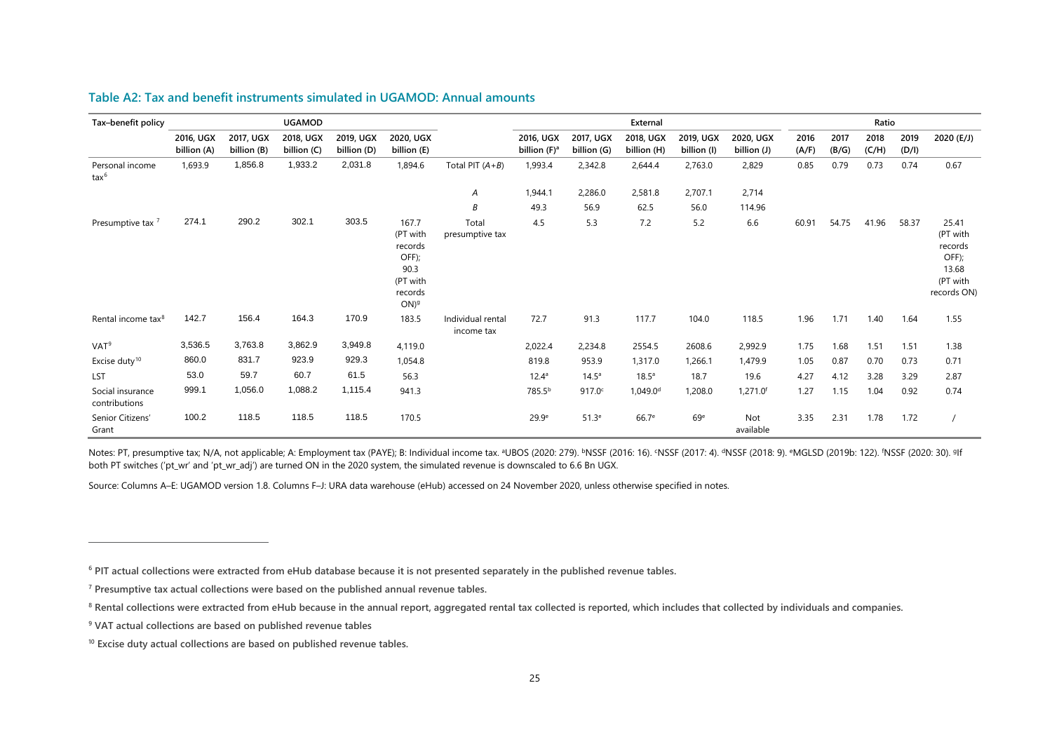## Table A2: Tax and benefit instruments simulated in UGAMOD: Annual amounts

| Tax–benefit policy | UGAMOD | | | | | | External | | | | | Ratio | | | | |
|---|---|---|---|---|---|---|---|---|---|---|---|---|---|---|---|---|
| | 2016, UGX billion (A) | 2017, UGX billion (B) | 2018, UGX billion (C) | 2019, UGX billion (D) | 2020, UGX billion (E) | | 2016, UGX billion (F)[a] | 2017, UGX billion (G) | 2018, UGX billion (H) | 2019, UGX billion (I) | 2020, UGX billion (J) | 2016 (A/F) | 2017 (B/G) | 2018 (C/H) | 2019 (D/I) | 2020 (E/J) |
| Personal income tax[6] | 1,693.9 | 1,856.8 | 1,933.2 | 2,031.8 | 1,894.6 | Total PIT (*A+B*) | 1,993.4 | 2,342.8 | 2,644.4 | 2,763.0 | 2,829 | 0.85 | 0.79 | 0.73 | 0.74 | 0.67 |
| | | | | | | *A* | 1,944.1 | 2,286.0 | 2,581.8 | 2,707.1 | 2,714 | | | | | |
| | | | | | | *B* | 49.3 | 56.9 | 62.5 | 56.0 | 114.96 | | | | | |
| Presumptive tax [7] | 274.1 | 290.2 | 302.1 | 303.5 | 167.7 (PT with records OFF); 90.3 (PT with records ON)[g] | Total presumptive tax | 4.5 | 5.3 | 7.2 | 5.2 | 6.6 | 60.91 | 54.75 | 41.96 | 58.37 | 25.41 (PT with records OFF); 13.68 (PT with records ON) |
| Rental income tax[8] | 142.7 | 156.4 | 164.3 | 170.9 | 183.5 | Individual rental income tax | 72.7 | 91.3 | 117.7 | 104.0 | 118.5 | 1.96 | 1.71 | 1.40 | 1.64 | 1.55 |
| VAT[9] | 3,536.5 | 3,763.8 | 3,862.9 | 3,949.8 | 4,119.0 | | 2,022.4 | 2,234.8 | 2554.5 | 2608.6 | 2,992.9 | 1.75 | 1.68 | 1.51 | 1.51 | 1.38 |
| Excise duty[10] | 860.0 | 831.7 | 923.9 | 929.3 | 1,054.8 | | 819.8 | 953.9 | 1,317.0 | 1,266.1 | 1,479.9 | 1.05 | 0.87 | 0.70 | 0.73 | 0.71 |
| LST | 53.0 | 59.7 | 60.7 | 61.5 | 56.3 | | 12.4[a] | 14.5[a] | 18.5[a] | 18.7 | 19.6 | 4.27 | 4.12 | 3.28 | 3.29 | 2.87 |
| Social insurance contributions | 999.1 | 1,056.0 | 1,088.2 | 1,115.4 | 941.3 | | 785.5[b] | 917.0[c] | 1,049.0[d] | 1,208.0 | 1,271.0[f] | 1.27 | 1.15 | 1.04 | 0.92 | 0.74 |
| Senior Citizens' Grant | 100.2 | 118.5 | 118.5 | 118.5 | 170.5 | | 29.9[e] | 51.3[e] | 66.7[e] | 69[e] | Not available | 3.35 | 2.31 | 1.78 | 1.72 | / |

Notes: PT, presumptive tax; N/A, not applicable; A: Employment tax (PAYE); B: Individual income tax. [a]UBOS (2020: 279). [b]NSSF (2016: 16). [c]NSSF (2017: 4). [d]NSSF (2018: 9). [e]MGLSD (2019b: 122). [f]NSSF (2020: 30). [g]If both PT switches ('pt_wr' and 'pt_wr_adj') are turned ON in the 2020 system, the simulated revenue is downscaled to 6.6 Bn UGX.

Source: Columns A–E: UGAMOD version 1.8. Columns F–J: URA data warehouse (eHub) accessed on 24 November 2020, unless otherwise specified in notes.

---

[6] **PIT actual collections were extracted from eHub database because it is not presented separately in the published revenue tables.**

[7] **Presumptive tax actual collections were based on the published annual revenue tables.**

[8] **Rental collections were extracted from eHub because in the annual report, aggregated rental tax collected is reported, which includes that collected by individuals and companies.**

[9] **VAT actual collections are based on published revenue tables**

[10] **Excise duty actual collections are based on published revenue tables.**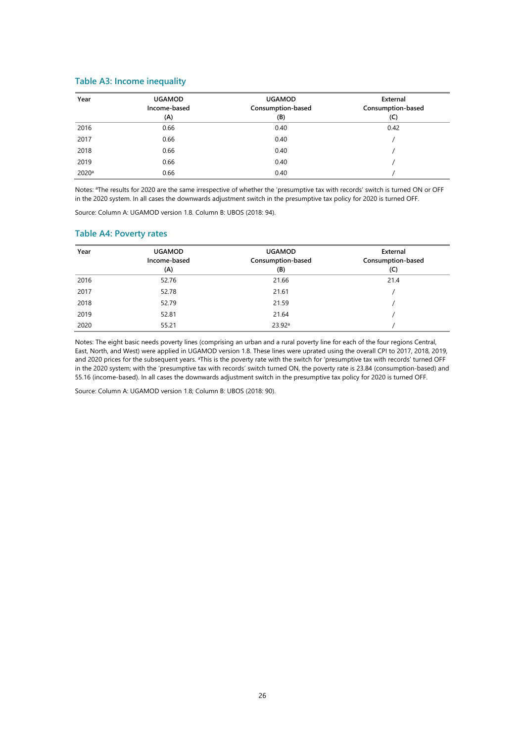## Table A3: Income inequality

| Year | UGAMOD Income-based (A) | UGAMOD Consumption-based (B) | External Consumption-based (C) |
|---|---|---|---|
| 2016 | 0.66 | 0.40 | 0.42 |
| 2017 | 0.66 | 0.40 | / |
| 2018 | 0.66 | 0.40 | / |
| 2019 | 0.66 | 0.40 | / |
| 2020[a] | 0.66 | 0.40 | / |

Notes: [a]The results for 2020 are the same irrespective of whether the 'presumptive tax with records' switch is turned ON or OFF in the 2020 system. In all cases the downwards adjustment switch in the presumptive tax policy for 2020 is turned OFF.

Source: Column A: UGAMOD version 1.8. Column B: UBOS (2018: 94).

## Table A4: Poverty rates

| Year | UGAMOD Income-based (A) | UGAMOD Consumption-based (B) | External Consumption-based (C) |
|---|---|---|---|
| 2016 | 52.76 | 21.66 | 21.4 |
| 2017 | 52.78 | 21.61 | / |
| 2018 | 52.79 | 21.59 | / |
| 2019 | 52.81 | 21.64 | / |
| 2020 | 55.21 | 23.92[a] | / |

Notes: The eight basic needs poverty lines (comprising an urban and a rural poverty line for each of the four regions Central, East, North, and West) were applied in UGAMOD version 1.8. These lines were uprated using the overall CPI to 2017, 2018, 2019, and 2020 prices for the subsequent years. [a]This is the poverty rate with the switch for 'presumptive tax with records' turned OFF in the 2020 system; with the 'presumptive tax with records' switch turned ON, the poverty rate is 23.84 (consumption-based) and 55.16 (income-based). In all cases the downwards adjustment switch in the presumptive tax policy for 2020 is turned OFF.

Source: Column A: UGAMOD version 1.8; Column B: UBOS (2018: 90).